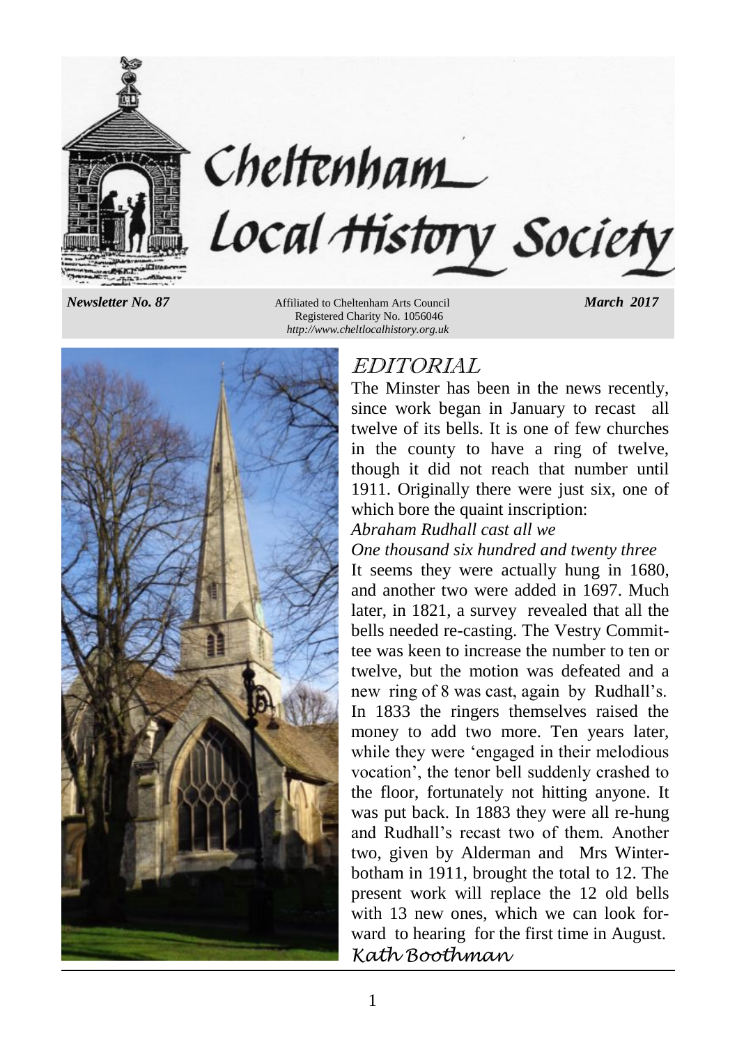# Cheltenham Local History Society

*Newsletter No. 87* — Affiliated to Cheltenham Arts Council — *March 2017*

Registered Charity No. 1056046

*http://www.cheltlocalhistory.org.uk*

## EDITORIAL

The Minster has been in the news recently, since work began in January to recast all twelve of its bells. It is one of few churches in the county to have a ring of twelve, though it did not reach that number until 1911. Originally there were just six, one of which bore the quaint inscription:

*Abraham Rudhall cast all we*
*One thousand six hundred and twenty three*

It seems they were actually hung in 1680, and another two were added in 1697. Much later, in 1821, a survey revealed that all the bells needed re-casting. The Vestry Committee was keen to increase the number to ten or twelve, but the motion was defeated and a new ring of 8 was cast, again by Rudhall's. In 1833 the ringers themselves raised the money to add two more. Ten years later, while they were 'engaged in their melodious vocation', the tenor bell suddenly crashed to the floor, fortunately not hitting anyone. It was put back. In 1883 they were all re-hung and Rudhall's recast two of them. Another two, given by Alderman and Mrs Winterbotham in 1911, brought the total to 12. The present work will replace the 12 old bells with 13 new ones, which we can look forward to hearing for the first time in August.

*Kath Boothman*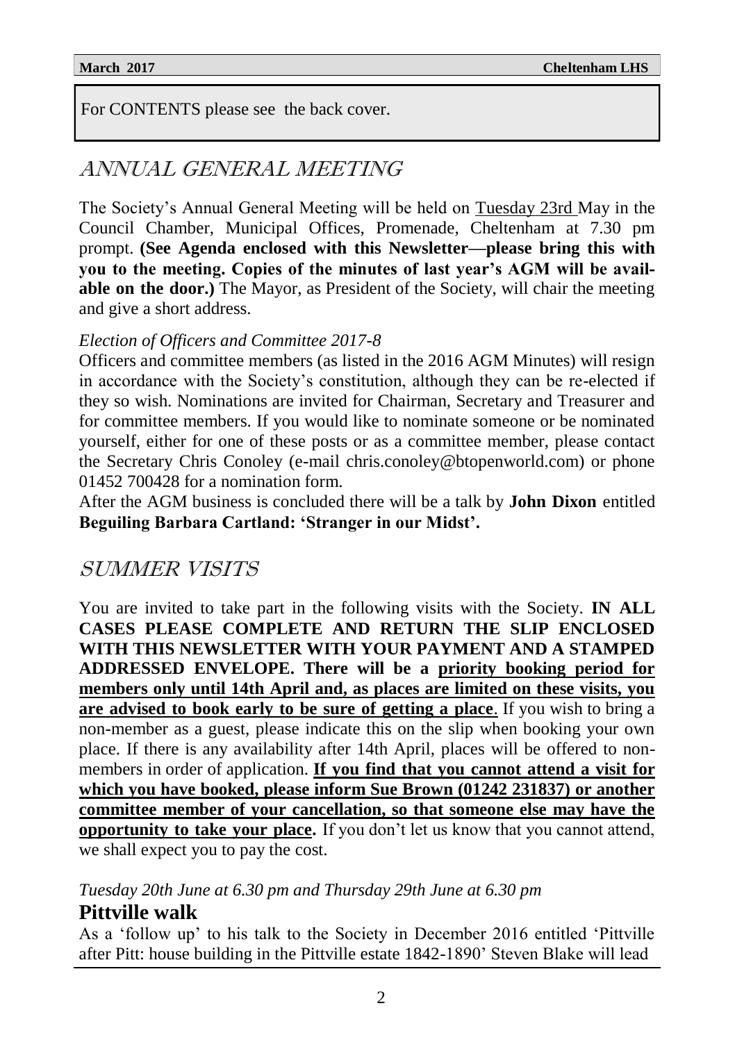For CONTENTS please see the back cover.

## ANNUAL GENERAL MEETING

The Society's Annual General Meeting will be held on Tuesday 23rd May in the Council Chamber, Municipal Offices, Promenade, Cheltenham at 7.30 pm prompt. **(See Agenda enclosed with this Newsletter—please bring this with you to the meeting. Copies of the minutes of last year's AGM will be available on the door.)** The Mayor, as President of the Society, will chair the meeting and give a short address.

*Election of Officers and Committee 2017-8*

Officers and committee members (as listed in the 2016 AGM Minutes) will resign in accordance with the Society's constitution, although they can be re-elected if they so wish. Nominations are invited for Chairman, Secretary and Treasurer and for committee members. If you would like to nominate someone or be nominated yourself, either for one of these posts or as a committee member, please contact the Secretary Chris Conoley (e-mail chris.conoley@btopenworld.com) or phone 01452 700428 for a nomination form.

After the AGM business is concluded there will be a talk by **John Dixon** entitled **Beguiling Barbara Cartland: 'Stranger in our Midst'.**

## SUMMER VISITS

You are invited to take part in the following visits with the Society. **IN ALL CASES PLEASE COMPLETE AND RETURN THE SLIP ENCLOSED WITH THIS NEWSLETTER WITH YOUR PAYMENT AND A STAMPED ADDRESSED ENVELOPE. There will be a priority booking period for members only until 14th April and, as places are limited on these visits, you are advised to book early to be sure of getting a place**. If you wish to bring a non-member as a guest, please indicate this on the slip when booking your own place. If there is any availability after 14th April, places will be offered to non-members in order of application. **If you find that you cannot attend a visit for which you have booked, please inform Sue Brown (01242 231837) or another committee member of your cancellation, so that someone else may have the opportunity to take your place.** If you don't let us know that you cannot attend, we shall expect you to pay the cost.

*Tuesday 20th June at 6.30 pm and Thursday 29th June at 6.30 pm*

### Pittville walk

As a 'follow up' to his talk to the Society in December 2016 entitled 'Pittville after Pitt: house building in the Pittville estate 1842-1890' Steven Blake will lead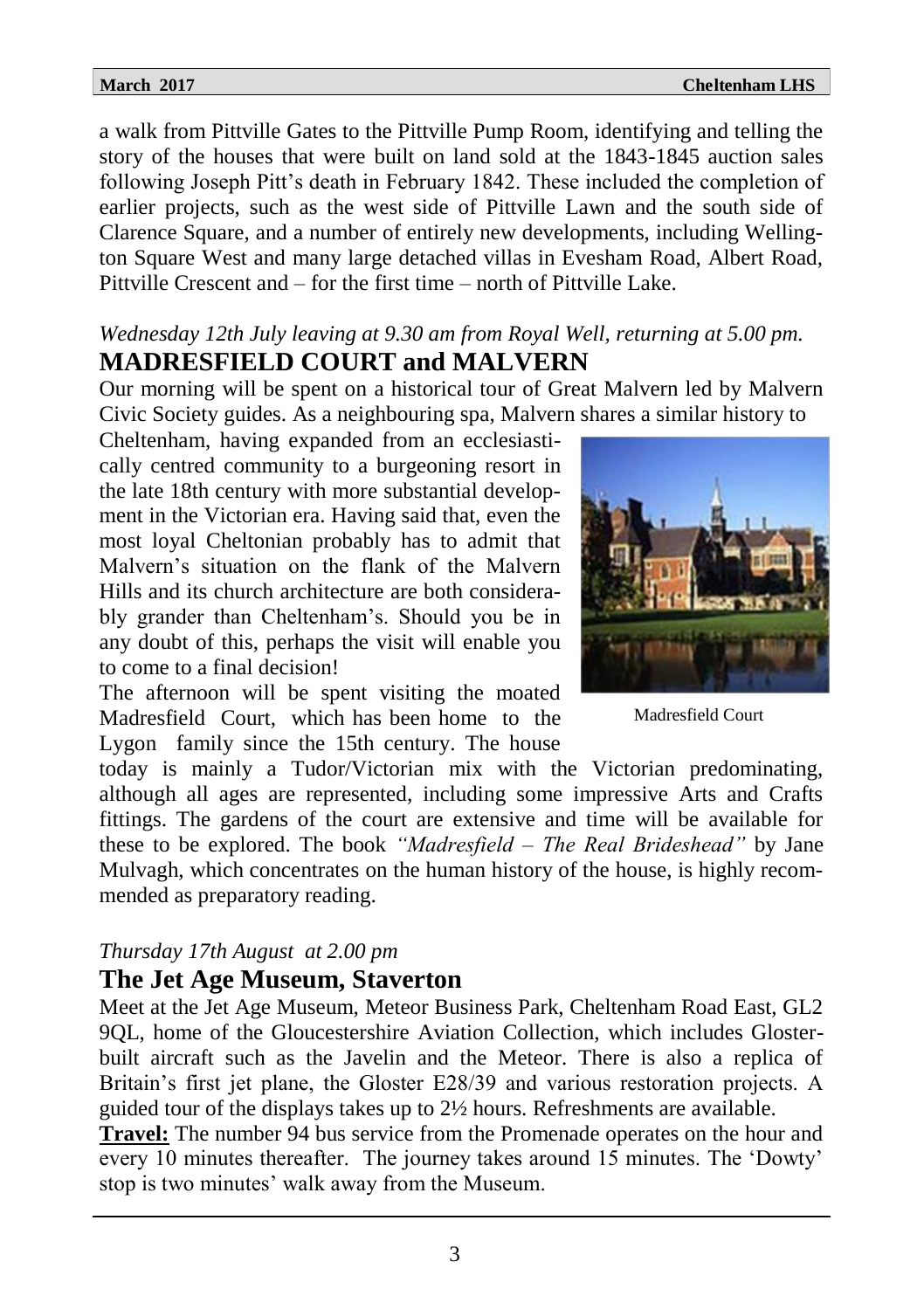a walk from Pittville Gates to the Pittville Pump Room, identifying and telling the story of the houses that were built on land sold at the 1843-1845 auction sales following Joseph Pitt's death in February 1842. These included the completion of earlier projects, such as the west side of Pittville Lawn and the south side of Clarence Square, and a number of entirely new developments, including Wellington Square West and many large detached villas in Evesham Road, Albert Road, Pittville Crescent and – for the first time – north of Pittville Lake.

*Wednesday 12th July leaving at 9.30 am from Royal Well, returning at 5.00 pm.*

## MADRESFIELD COURT and MALVERN

Our morning will be spent on a historical tour of Great Malvern led by Malvern Civic Society guides. As a neighbouring spa, Malvern shares a similar history to Cheltenham, having expanded from an ecclesiastically centred community to a burgeoning resort in the late 18th century with more substantial development in the Victorian era. Having said that, even the most loyal Cheltonian probably has to admit that Malvern's situation on the flank of the Malvern Hills and its church architecture are both considerably grander than Cheltenham's. Should you be in any doubt of this, perhaps the visit will enable you to come to a final decision!

The afternoon will be spent visiting the moated Madresfield Court, which has been home to the Lygon family since the 15th century. The house today is mainly a Tudor/Victorian mix with the Victorian predominating, although all ages are represented, including some impressive Arts and Crafts fittings. The gardens of the court are extensive and time will be available for these to be explored. The book *"Madresfield – The Real Brideshead"* by Jane Mulvagh, which concentrates on the human history of the house, is highly recommended as preparatory reading.

Madresfield Court

*Thursday 17th August at 2.00 pm*

## The Jet Age Museum, Staverton

Meet at the Jet Age Museum, Meteor Business Park, Cheltenham Road East, GL2 9QL, home of the Gloucestershire Aviation Collection, which includes Gloster-built aircraft such as the Javelin and the Meteor. There is also a replica of Britain's first jet plane, the Gloster E28/39 and various restoration projects. A guided tour of the displays takes up to 2½ hours. Refreshments are available.

**Travel:** The number 94 bus service from the Promenade operates on the hour and every 10 minutes thereafter. The journey takes around 15 minutes. The 'Dowty' stop is two minutes' walk away from the Museum.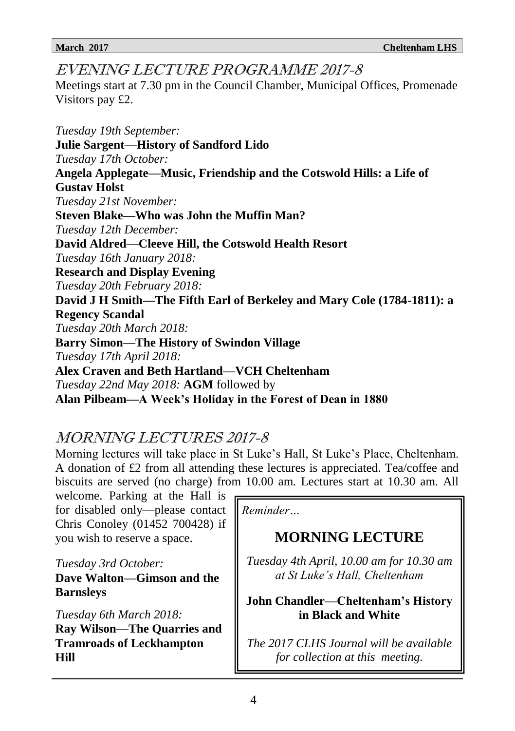## EVENING LECTURE PROGRAMME 2017-8

Meetings start at 7.30 pm in the Council Chamber, Municipal Offices, Promenade
Visitors pay £2.

*Tuesday 19th September:*
**Julie Sargent—History of Sandford Lido**
*Tuesday 17th October:*
**Angela Applegate—Music, Friendship and the Cotswold Hills: a Life of Gustav Holst**
*Tuesday 21st November:*
**Steven Blake—Who was John the Muffin Man?**
*Tuesday 12th December:*
**David Aldred—Cleeve Hill, the Cotswold Health Resort**
*Tuesday 16th January 2018:*
**Research and Display Evening**
*Tuesday 20th February 2018:*
**David J H Smith—The Fifth Earl of Berkeley and Mary Cole (1784-1811): a Regency Scandal**
*Tuesday 20th March 2018:*
**Barry Simon—The History of Swindon Village**
*Tuesday 17th April 2018:*
**Alex Craven and Beth Hartland—VCH Cheltenham**
*Tuesday 22nd May 2018:* **AGM** followed by
**Alan Pilbeam—A Week's Holiday in the Forest of Dean in 1880**

## MORNING LECTURES 2017-8

Morning lectures will take place in St Luke's Hall, St Luke's Place, Cheltenham. A donation of £2 from all attending these lectures is appreciated. Tea/coffee and biscuits are served (no charge) from 10.00 am. Lectures start at 10.30 am. All welcome. Parking at the Hall is for disabled only—please contact Chris Conoley (01452 700428) if you wish to reserve a space.

*Tuesday 3rd October:*
**Dave Walton—Gimson and the Barnsleys**

*Tuesday 6th March 2018:*
**Ray Wilson—The Quarries and Tramroads of Leckhampton Hill**

*Reminder…*

### MORNING LECTURE

*Tuesday 4th April, 10.00 am for 10.30 am at St Luke's Hall, Cheltenham*

**John Chandler—Cheltenham's History in Black and White**

*The 2017 CLHS Journal will be available for collection at this meeting.*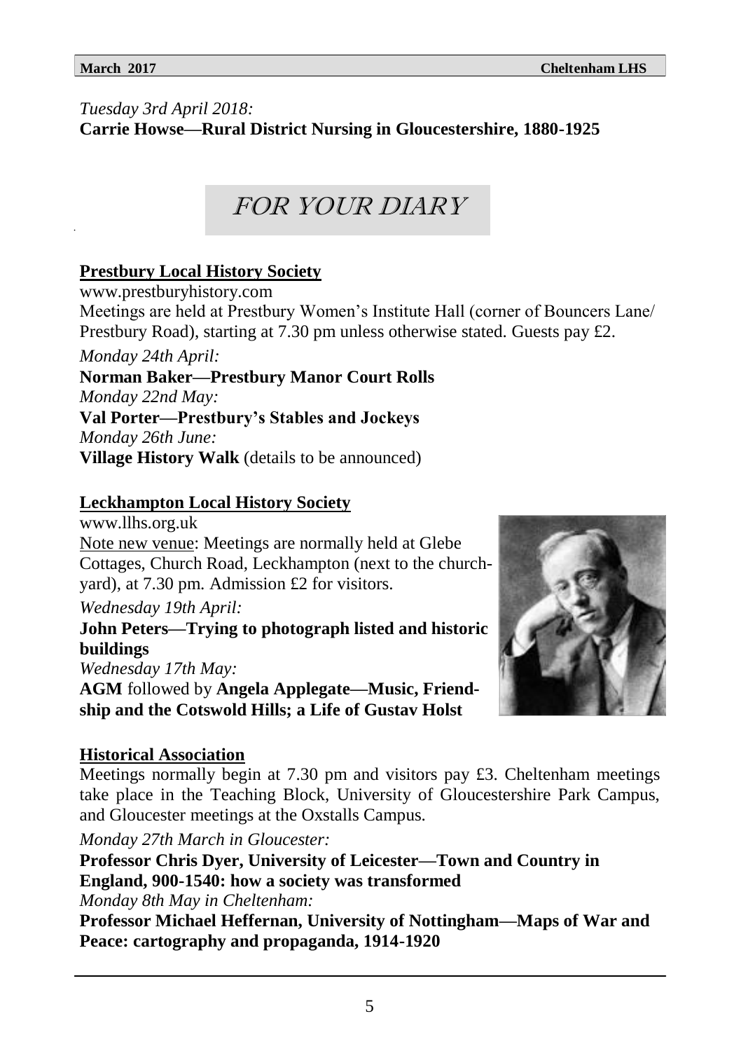*Tuesday 3rd April 2018:*
**Carrie Howse—Rural District Nursing in Gloucestershire, 1880-1925**

# *FOR YOUR DIARY*

## Prestbury Local History Society

www.prestburyhistory.com
Meetings are held at Prestbury Women's Institute Hall (corner of Bouncers Lane/ Prestbury Road), starting at 7.30 pm unless otherwise stated. Guests pay £2.

*Monday 24th April:*
**Norman Baker—Prestbury Manor Court Rolls**
*Monday 22nd May:*
**Val Porter—Prestbury's Stables and Jockeys**
*Monday 26th June:*
**Village History Walk** (details to be announced)

## Leckhampton Local History Society

www.llhs.org.uk
Note new venue: Meetings are normally held at Glebe Cottages, Church Road, Leckhampton (next to the churchyard), at 7.30 pm. Admission £2 for visitors.

*Wednesday 19th April:*
**John Peters—Trying to photograph listed and historic buildings**
*Wednesday 17th May:*
**AGM** followed by **Angela Applegate—Music, Friendship and the Cotswold Hills; a Life of Gustav Holst**

## Historical Association

Meetings normally begin at 7.30 pm and visitors pay £3. Cheltenham meetings take place in the Teaching Block, University of Gloucestershire Park Campus, and Gloucester meetings at the Oxstalls Campus.

*Monday 27th March in Gloucester:*
**Professor Chris Dyer, University of Leicester—Town and Country in England, 900-1540: how a society was transformed**
*Monday 8th May in Cheltenham:*
**Professor Michael Heffernan, University of Nottingham—Maps of War and Peace: cartography and propaganda, 1914-1920**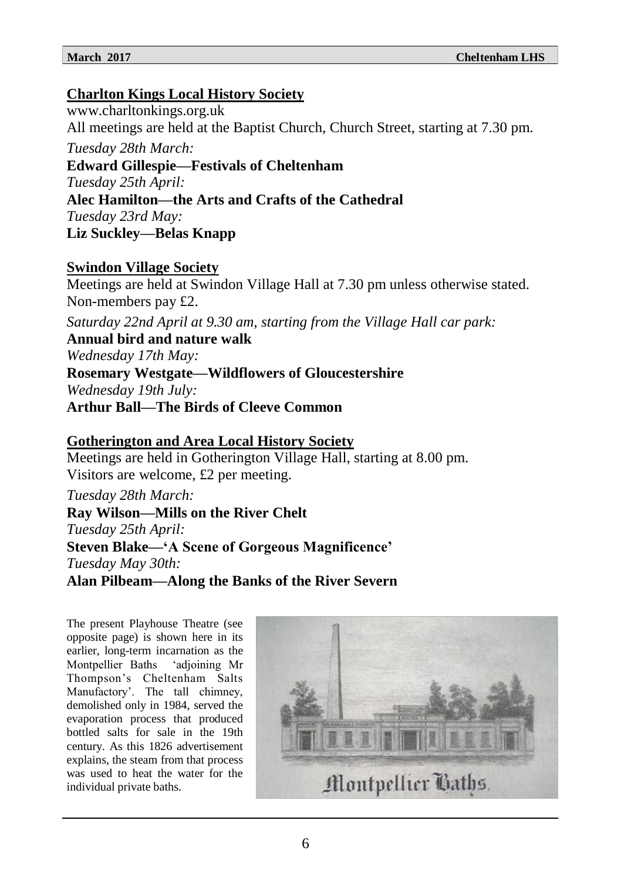## Charlton Kings Local History Society

www.charltonkings.org.uk
All meetings are held at the Baptist Church, Church Street, starting at 7.30 pm.

*Tuesday 28th March:*
**Edward Gillespie—Festivals of Cheltenham**
*Tuesday 25th April:*
**Alec Hamilton—the Arts and Crafts of the Cathedral**
*Tuesday 23rd May:*
**Liz Suckley—Belas Knapp**

## Swindon Village Society

Meetings are held at Swindon Village Hall at 7.30 pm unless otherwise stated. Non-members pay £2.

*Saturday 22nd April at 9.30 am, starting from the Village Hall car park:*
**Annual bird and nature walk**
*Wednesday 17th May:*
**Rosemary Westgate—Wildflowers of Gloucestershire**
*Wednesday 19th July:*
**Arthur Ball—The Birds of Cleeve Common**

## Gotherington and Area Local History Society

Meetings are held in Gotherington Village Hall, starting at 8.00 pm. Visitors are welcome, £2 per meeting.

*Tuesday 28th March:*
**Ray Wilson—Mills on the River Chelt**
*Tuesday 25th April:*
**Steven Blake—'A Scene of Gorgeous Magnificence'**
*Tuesday May 30th:*
**Alan Pilbeam—Along the Banks of the River Severn**

The present Playhouse Theatre (see opposite page) is shown here in its earlier, long-term incarnation as the Montpellier Baths 'adjoining Mr Thompson's Cheltenham Salts Manufactory'. The tall chimney, demolished only in 1984, served the evaporation process that produced bottled salts for sale in the 19th century. As this 1826 advertisement explains, the steam from that process was used to heat the water for the individual private baths.

Montpellier Baths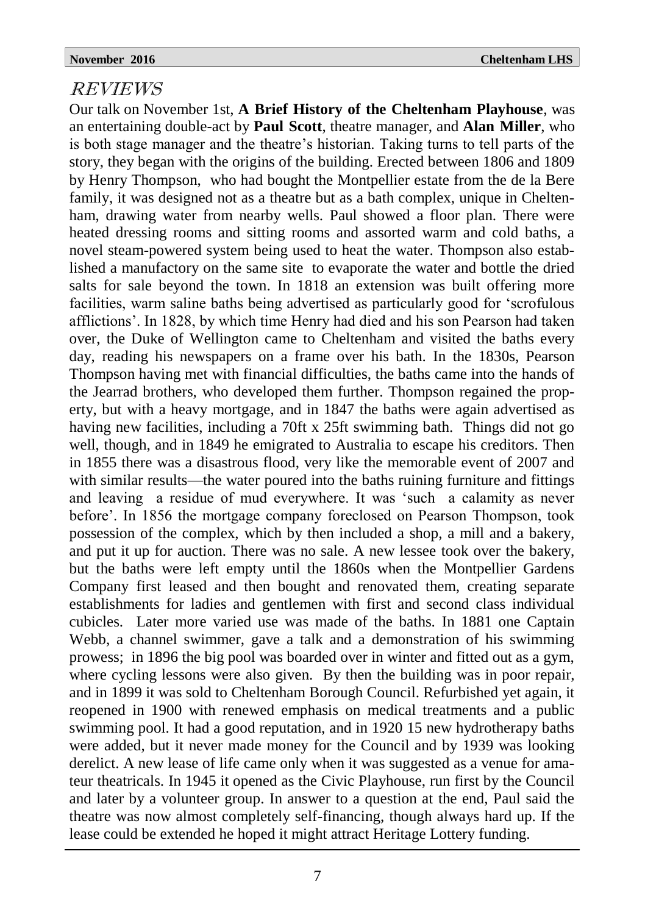## REVIEWS

Our talk on November 1st, **A Brief History of the Cheltenham Playhouse**, was an entertaining double-act by **Paul Scott**, theatre manager, and **Alan Miller**, who is both stage manager and the theatre's historian. Taking turns to tell parts of the story, they began with the origins of the building. Erected between 1806 and 1809 by Henry Thompson, who had bought the Montpellier estate from the de la Bere family, it was designed not as a theatre but as a bath complex, unique in Cheltenham, drawing water from nearby wells. Paul showed a floor plan. There were heated dressing rooms and sitting rooms and assorted warm and cold baths, a novel steam-powered system being used to heat the water. Thompson also established a manufactory on the same site to evaporate the water and bottle the dried salts for sale beyond the town. In 1818 an extension was built offering more facilities, warm saline baths being advertised as particularly good for 'scrofulous afflictions'. In 1828, by which time Henry had died and his son Pearson had taken over, the Duke of Wellington came to Cheltenham and visited the baths every day, reading his newspapers on a frame over his bath. In the 1830s, Pearson Thompson having met with financial difficulties, the baths came into the hands of the Jearrad brothers, who developed them further. Thompson regained the property, but with a heavy mortgage, and in 1847 the baths were again advertised as having new facilities, including a 70ft x 25ft swimming bath. Things did not go well, though, and in 1849 he emigrated to Australia to escape his creditors. Then in 1855 there was a disastrous flood, very like the memorable event of 2007 and with similar results—the water poured into the baths ruining furniture and fittings and leaving a residue of mud everywhere. It was 'such a calamity as never before'. In 1856 the mortgage company foreclosed on Pearson Thompson, took possession of the complex, which by then included a shop, a mill and a bakery, and put it up for auction. There was no sale. A new lessee took over the bakery, but the baths were left empty until the 1860s when the Montpellier Gardens Company first leased and then bought and renovated them, creating separate establishments for ladies and gentlemen with first and second class individual cubicles. Later more varied use was made of the baths. In 1881 one Captain Webb, a channel swimmer, gave a talk and a demonstration of his swimming prowess; in 1896 the big pool was boarded over in winter and fitted out as a gym, where cycling lessons were also given. By then the building was in poor repair, and in 1899 it was sold to Cheltenham Borough Council. Refurbished yet again, it reopened in 1900 with renewed emphasis on medical treatments and a public swimming pool. It had a good reputation, and in 1920 15 new hydrotherapy baths were added, but it never made money for the Council and by 1939 was looking derelict. A new lease of life came only when it was suggested as a venue for amateur theatricals. In 1945 it opened as the Civic Playhouse, run first by the Council and later by a volunteer group. In answer to a question at the end, Paul said the theatre was now almost completely self-financing, though always hard up. If the lease could be extended he hoped it might attract Heritage Lottery funding.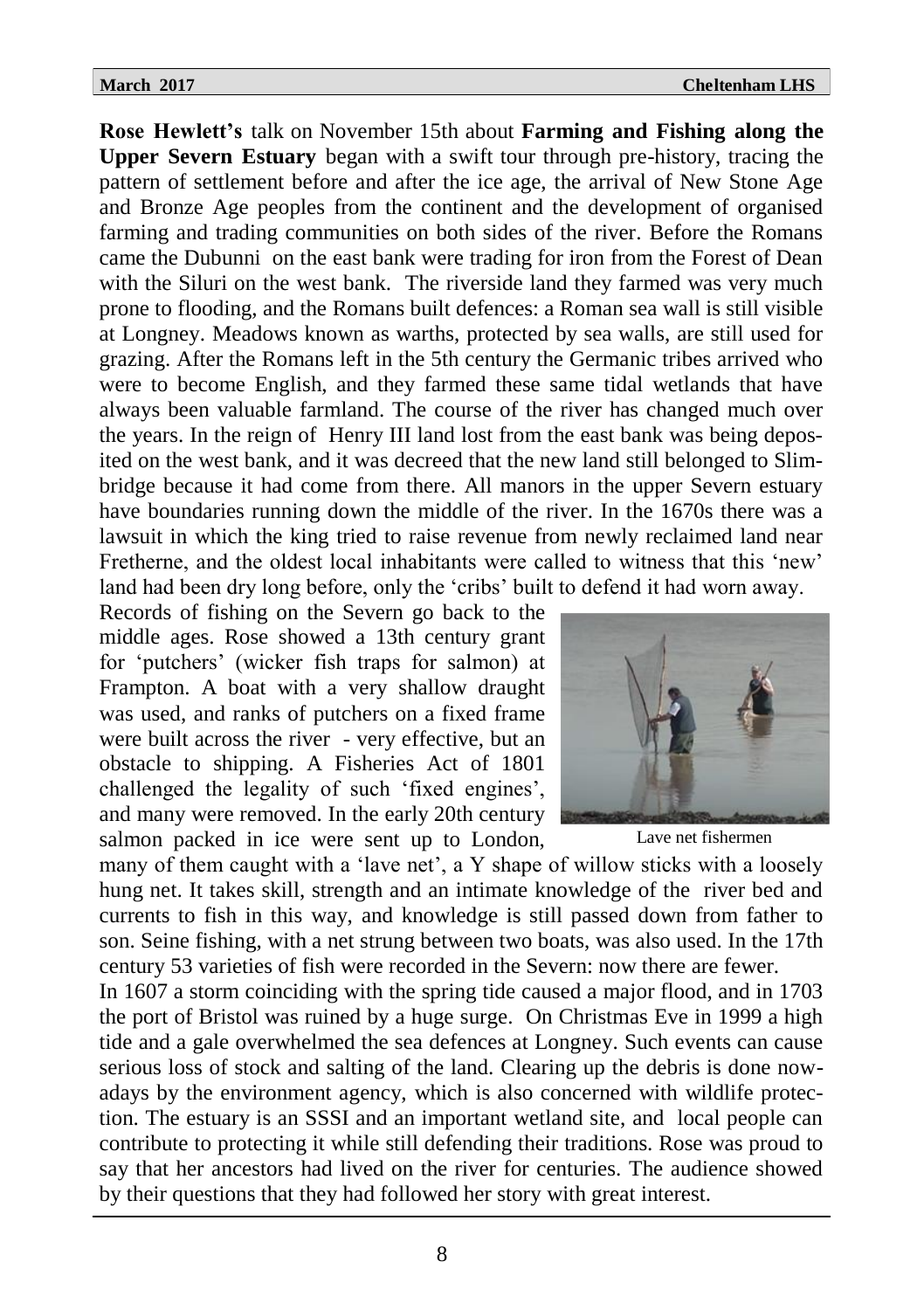**Rose Hewlett's** talk on November 15th about **Farming and Fishing along the Upper Severn Estuary** began with a swift tour through pre-history, tracing the pattern of settlement before and after the ice age, the arrival of New Stone Age and Bronze Age peoples from the continent and the development of organised farming and trading communities on both sides of the river. Before the Romans came the Dubunni on the east bank were trading for iron from the Forest of Dean with the Siluri on the west bank. The riverside land they farmed was very much prone to flooding, and the Romans built defences: a Roman sea wall is still visible at Longney. Meadows known as warths, protected by sea walls, are still used for grazing. After the Romans left in the 5th century the Germanic tribes arrived who were to become English, and they farmed these same tidal wetlands that have always been valuable farmland. The course of the river has changed much over the years. In the reign of Henry III land lost from the east bank was being deposited on the west bank, and it was decreed that the new land still belonged to Slimbridge because it had come from there. All manors in the upper Severn estuary have boundaries running down the middle of the river. In the 1670s there was a lawsuit in which the king tried to raise revenue from newly reclaimed land near Fretherne, and the oldest local inhabitants were called to witness that this 'new' land had been dry long before, only the 'cribs' built to defend it had worn away.

Records of fishing on the Severn go back to the middle ages. Rose showed a 13th century grant for 'putchers' (wicker fish traps for salmon) at Frampton. A boat with a very shallow draught was used, and ranks of putchers on a fixed frame were built across the river - very effective, but an obstacle to shipping. A Fisheries Act of 1801 challenged the legality of such 'fixed engines', and many were removed. In the early 20th century salmon packed in ice were sent up to London, many of them caught with a 'lave net', a Y shape of willow sticks with a loosely hung net. It takes skill, strength and an intimate knowledge of the river bed and currents to fish in this way, and knowledge is still passed down from father to son. Seine fishing, with a net strung between two boats, was also used. In the 17th century 53 varieties of fish were recorded in the Severn: now there are fewer.

Lave net fishermen

In 1607 a storm coinciding with the spring tide caused a major flood, and in 1703 the port of Bristol was ruined by a huge surge. On Christmas Eve in 1999 a high tide and a gale overwhelmed the sea defences at Longney. Such events can cause serious loss of stock and salting of the land. Clearing up the debris is done nowadays by the environment agency, which is also concerned with wildlife protection. The estuary is an SSSI and an important wetland site, and local people can contribute to protecting it while still defending their traditions. Rose was proud to say that her ancestors had lived on the river for centuries. The audience showed by their questions that they had followed her story with great interest.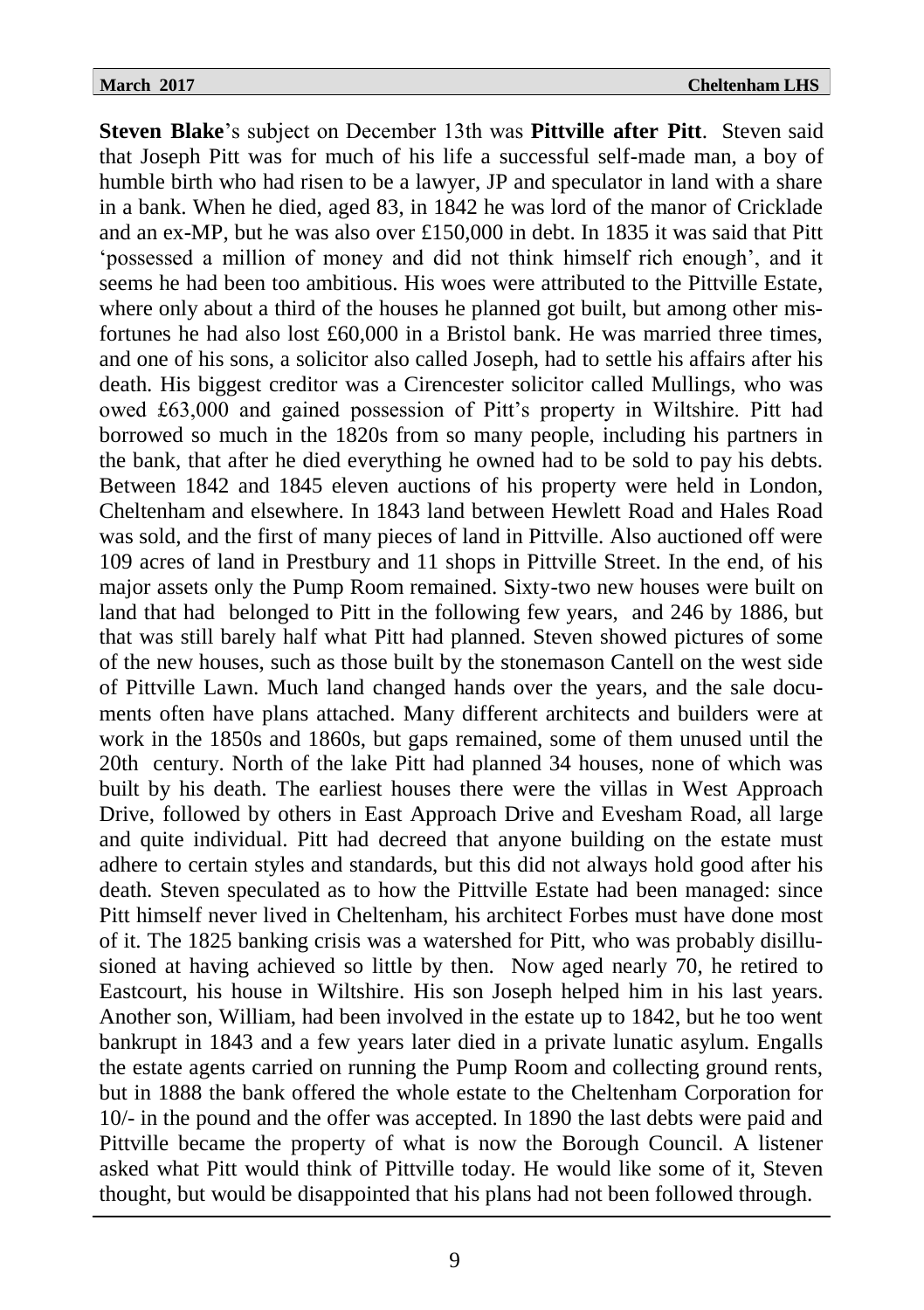**Steven Blake**'s subject on December 13th was **Pittville after Pitt**. Steven said that Joseph Pitt was for much of his life a successful self-made man, a boy of humble birth who had risen to be a lawyer, JP and speculator in land with a share in a bank. When he died, aged 83, in 1842 he was lord of the manor of Cricklade and an ex-MP, but he was also over £150,000 in debt. In 1835 it was said that Pitt 'possessed a million of money and did not think himself rich enough', and it seems he had been too ambitious. His woes were attributed to the Pittville Estate, where only about a third of the houses he planned got built, but among other misfortunes he had also lost £60,000 in a Bristol bank. He was married three times, and one of his sons, a solicitor also called Joseph, had to settle his affairs after his death. His biggest creditor was a Cirencester solicitor called Mullings, who was owed £63,000 and gained possession of Pitt's property in Wiltshire. Pitt had borrowed so much in the 1820s from so many people, including his partners in the bank, that after he died everything he owned had to be sold to pay his debts. Between 1842 and 1845 eleven auctions of his property were held in London, Cheltenham and elsewhere. In 1843 land between Hewlett Road and Hales Road was sold, and the first of many pieces of land in Pittville. Also auctioned off were 109 acres of land in Prestbury and 11 shops in Pittville Street. In the end, of his major assets only the Pump Room remained. Sixty-two new houses were built on land that had belonged to Pitt in the following few years, and 246 by 1886, but that was still barely half what Pitt had planned. Steven showed pictures of some of the new houses, such as those built by the stonemason Cantell on the west side of Pittville Lawn. Much land changed hands over the years, and the sale documents often have plans attached. Many different architects and builders were at work in the 1850s and 1860s, but gaps remained, some of them unused until the 20th century. North of the lake Pitt had planned 34 houses, none of which was built by his death. The earliest houses there were the villas in West Approach Drive, followed by others in East Approach Drive and Evesham Road, all large and quite individual. Pitt had decreed that anyone building on the estate must adhere to certain styles and standards, but this did not always hold good after his death. Steven speculated as to how the Pittville Estate had been managed: since Pitt himself never lived in Cheltenham, his architect Forbes must have done most of it. The 1825 banking crisis was a watershed for Pitt, who was probably disillusioned at having achieved so little by then. Now aged nearly 70, he retired to Eastcourt, his house in Wiltshire. His son Joseph helped him in his last years. Another son, William, had been involved in the estate up to 1842, but he too went bankrupt in 1843 and a few years later died in a private lunatic asylum. Engalls the estate agents carried on running the Pump Room and collecting ground rents, but in 1888 the bank offered the whole estate to the Cheltenham Corporation for 10/- in the pound and the offer was accepted. In 1890 the last debts were paid and Pittville became the property of what is now the Borough Council. A listener asked what Pitt would think of Pittville today. He would like some of it, Steven thought, but would be disappointed that his plans had not been followed through.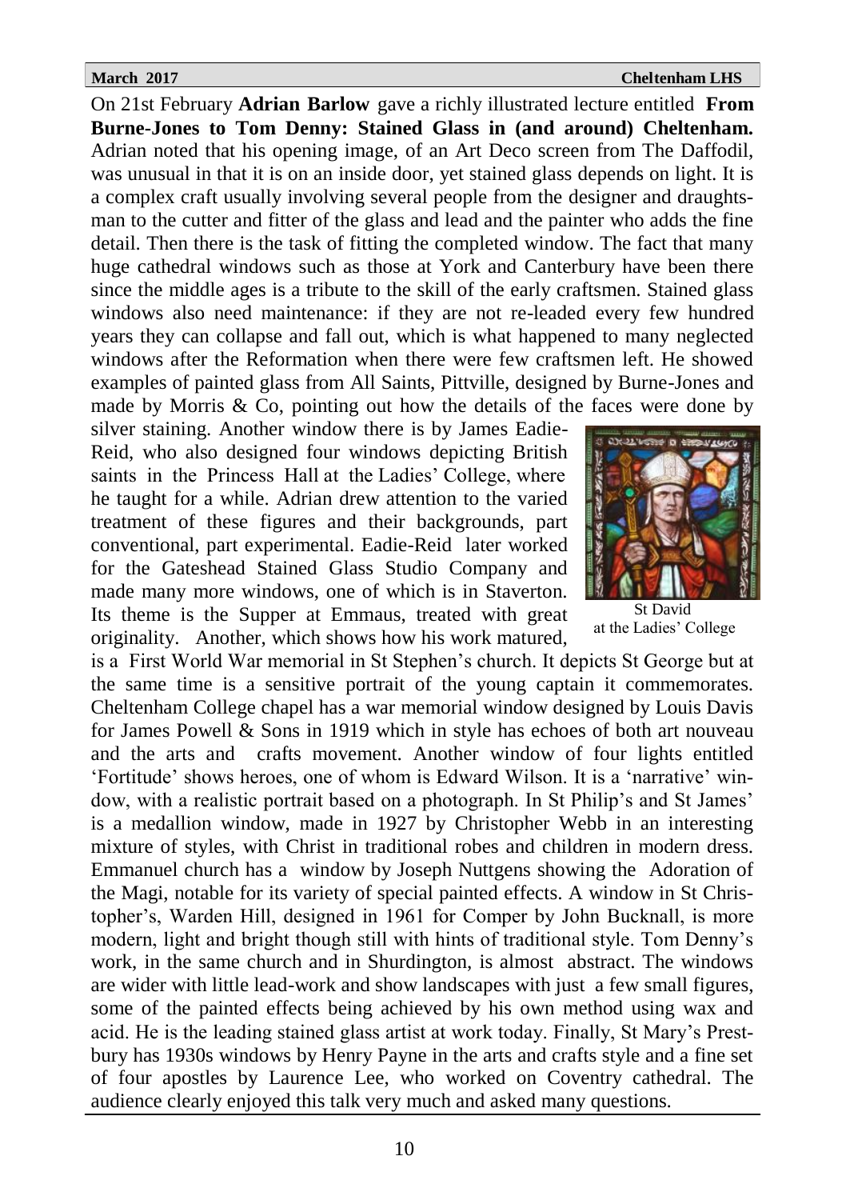On 21st February **Adrian Barlow** gave a richly illustrated lecture entitled **From Burne-Jones to Tom Denny: Stained Glass in (and around) Cheltenham.** Adrian noted that his opening image, of an Art Deco screen from The Daffodil, was unusual in that it is on an inside door, yet stained glass depends on light. It is a complex craft usually involving several people from the designer and draughtsman to the cutter and fitter of the glass and lead and the painter who adds the fine detail. Then there is the task of fitting the completed window. The fact that many huge cathedral windows such as those at York and Canterbury have been there since the middle ages is a tribute to the skill of the early craftsmen. Stained glass windows also need maintenance: if they are not re-leaded every few hundred years they can collapse and fall out, which is what happened to many neglected windows after the Reformation when there were few craftsmen left. He showed examples of painted glass from All Saints, Pittville, designed by Burne-Jones and made by Morris & Co, pointing out how the details of the faces were done by silver staining. Another window there is by James Eadie-Reid, who also designed four windows depicting British saints in the Princess Hall at the Ladies' College, where he taught for a while. Adrian drew attention to the varied treatment of these figures and their backgrounds, part conventional, part experimental. Eadie-Reid later worked for the Gateshead Stained Glass Studio Company and made many more windows, one of which is in Staverton. Its theme is the Supper at Emmaus, treated with great originality. Another, which shows how his work matured, is a First World War memorial in St Stephen's church. It depicts St George but at the same time is a sensitive portrait of the young captain it commemorates. Cheltenham College chapel has a war memorial window designed by Louis Davis for James Powell & Sons in 1919 which in style has echoes of both art nouveau and the arts and crafts movement. Another window of four lights entitled 'Fortitude' shows heroes, one of whom is Edward Wilson. It is a 'narrative' window, with a realistic portrait based on a photograph. In St Philip's and St James' is a medallion window, made in 1927 by Christopher Webb in an interesting mixture of styles, with Christ in traditional robes and children in modern dress. Emmanuel church has a window by Joseph Nuttgens showing the Adoration of the Magi, notable for its variety of special painted effects. A window in St Christopher's, Warden Hill, designed in 1961 for Comper by John Bucknall, is more modern, light and bright though still with hints of traditional style. Tom Denny's work, in the same church and in Shurdington, is almost abstract. The windows are wider with little lead-work and show landscapes with just a few small figures, some of the painted effects being achieved by his own method using wax and acid. He is the leading stained glass artist at work today. Finally, St Mary's Prestbury has 1930s windows by Henry Payne in the arts and crafts style and a fine set of four apostles by Laurence Lee, who worked on Coventry cathedral. The audience clearly enjoyed this talk very much and asked many questions.

St David at the Ladies' College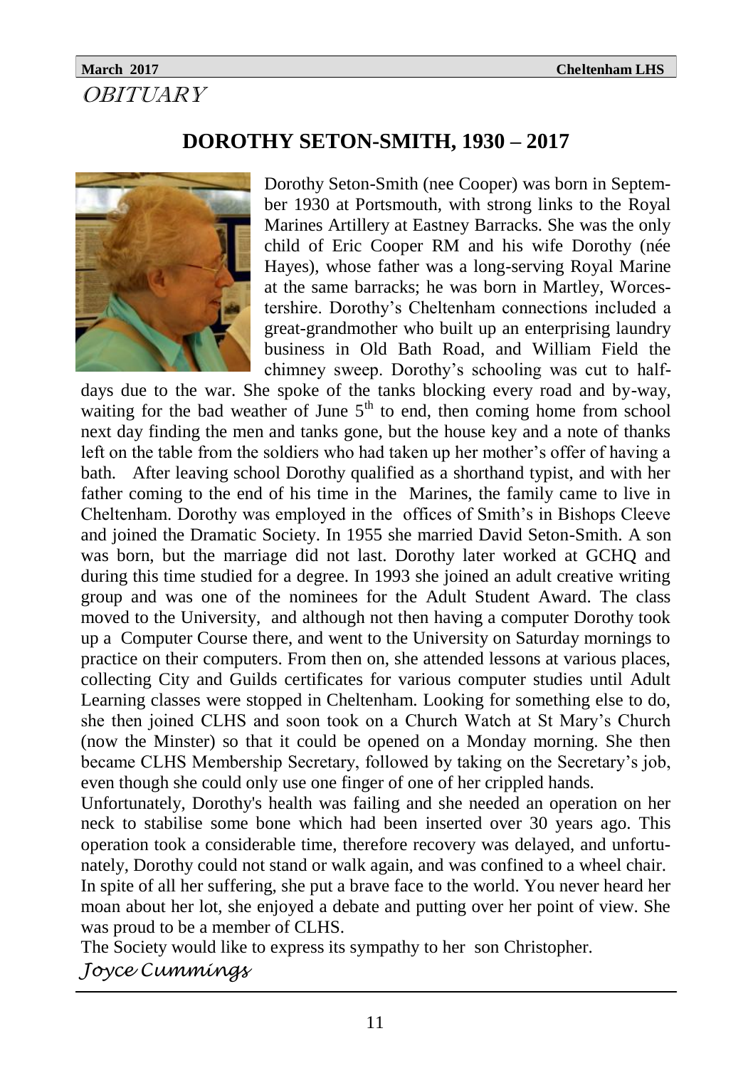# OBITUARY

## DOROTHY SETON-SMITH, 1930 – 2017

Dorothy Seton-Smith (nee Cooper) was born in September 1930 at Portsmouth, with strong links to the Royal Marines Artillery at Eastney Barracks. She was the only child of Eric Cooper RM and his wife Dorothy (née Hayes), whose father was a long-serving Royal Marine at the same barracks; he was born in Martley, Worcestershire. Dorothy's Cheltenham connections included a great-grandmother who built up an enterprising laundry business in Old Bath Road, and William Field the chimney sweep. Dorothy's schooling was cut to half-days due to the war. She spoke of the tanks blocking every road and by-way, waiting for the bad weather of June 5th to end, then coming home from school next day finding the men and tanks gone, but the house key and a note of thanks left on the table from the soldiers who had taken up her mother's offer of having a bath. After leaving school Dorothy qualified as a shorthand typist, and with her father coming to the end of his time in the Marines, the family came to live in Cheltenham. Dorothy was employed in the offices of Smith's in Bishops Cleeve and joined the Dramatic Society. In 1955 she married David Seton-Smith. A son was born, but the marriage did not last. Dorothy later worked at GCHQ and during this time studied for a degree. In 1993 she joined an adult creative writing group and was one of the nominees for the Adult Student Award. The class moved to the University, and although not then having a computer Dorothy took up a Computer Course there, and went to the University on Saturday mornings to practice on their computers. From then on, she attended lessons at various places, collecting City and Guilds certificates for various computer studies until Adult Learning classes were stopped in Cheltenham. Looking for something else to do, she then joined CLHS and soon took on a Church Watch at St Mary's Church (now the Minster) so that it could be opened on a Monday morning. She then became CLHS Membership Secretary, followed by taking on the Secretary's job, even though she could only use one finger of one of her crippled hands.

Unfortunately, Dorothy's health was failing and she needed an operation on her neck to stabilise some bone which had been inserted over 30 years ago. This operation took a considerable time, therefore recovery was delayed, and unfortunately, Dorothy could not stand or walk again, and was confined to a wheel chair.

In spite of all her suffering, she put a brave face to the world. You never heard her moan about her lot, she enjoyed a debate and putting over her point of view. She was proud to be a member of CLHS.

The Society would like to express its sympathy to her son Christopher.

*Joyce Cummings*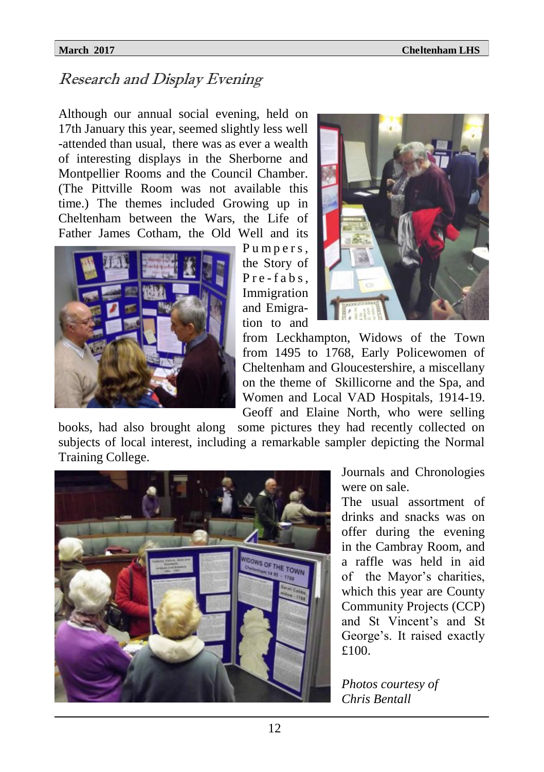## Research and Display Evening

Although our annual social evening, held on 17th January this year, seemed slightly less well-attended than usual, there was as ever a wealth of interesting displays in the Sherborne and Montpellier Rooms and the Council Chamber. (The Pittville Room was not available this time.) The themes included Growing up in Cheltenham between the Wars, the Life of Father James Cotham, the Old Well and its Pumpers, the Story of Pre-fabs, Immigration and Emigration to and from Leckhampton, Widows of the Town from 1495 to 1768, Early Policewomen of Cheltenham and Gloucestershire, a miscellany on the theme of Skillicorne and the Spa, and Women and Local VAD Hospitals, 1914-19. Geoff and Elaine North, who were selling books, had also brought along some pictures they had recently collected on subjects of local interest, including a remarkable sampler depicting the Normal Training College.

Journals and Chronologies were on sale.

The usual assortment of drinks and snacks was on offer during the evening in the Cambray Room, and a raffle was held in aid of the Mayor's charities, which this year are County Community Projects (CCP) and St Vincent's and St George's. It raised exactly £100.

*Photos courtesy of Chris Bentall*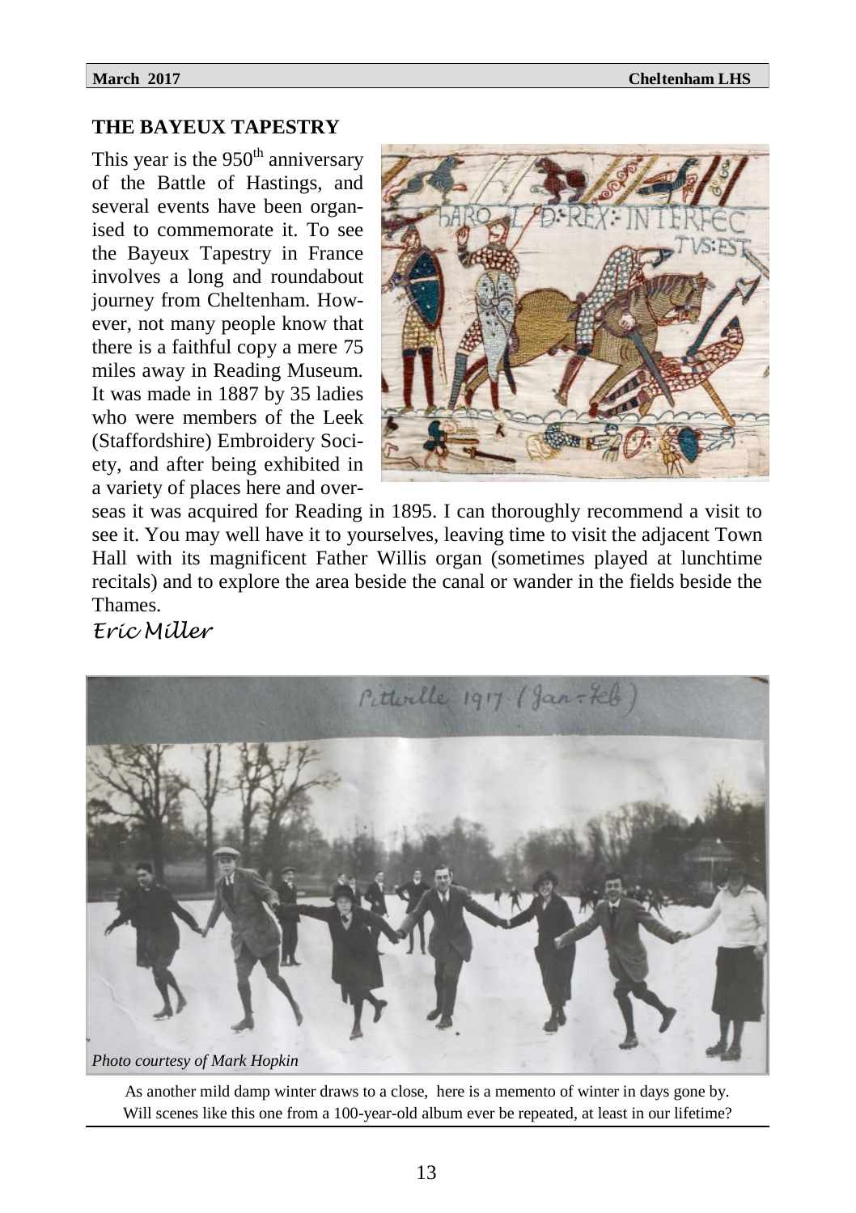## THE BAYEUX TAPESTRY

This year is the 950th anniversary of the Battle of Hastings, and several events have been organised to commemorate it. To see the Bayeux Tapestry in France involves a long and roundabout journey from Cheltenham. However, not many people know that there is a faithful copy a mere 75 miles away in Reading Museum. It was made in 1887 by 35 ladies who were members of the Leek (Staffordshire) Embroidery Society, and after being exhibited in a variety of places here and overseas it was acquired for Reading in 1895. I can thoroughly recommend a visit to see it. You may well have it to yourselves, leaving time to visit the adjacent Town Hall with its magnificent Father Willis organ (sometimes played at lunchtime recitals) and to explore the area beside the canal or wander in the fields beside the Thames.

*Eric Miller*

Pittville 1917 (Jan–Feb)

*Photo courtesy of Mark Hopkin*

As another mild damp winter draws to a close, here is a memento of winter in days gone by. Will scenes like this one from a 100-year-old album ever be repeated, at least in our lifetime?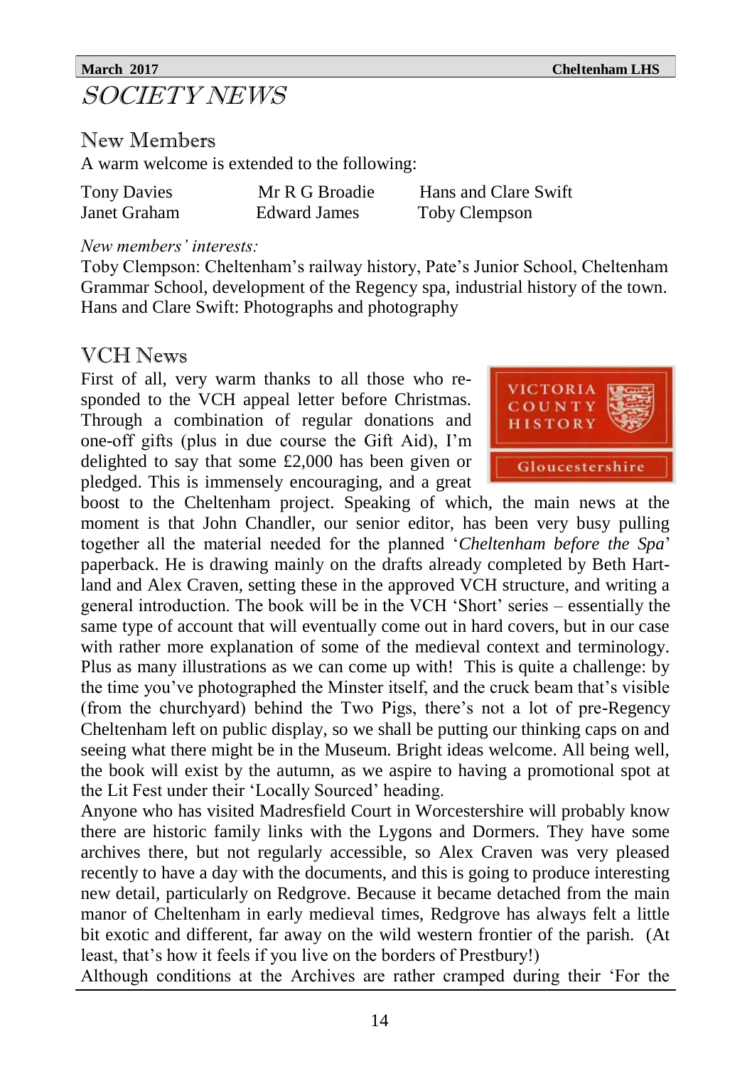# SOCIETY NEWS

## New Members

A warm welcome is extended to the following:

| | | |
|---|---|---|
| Tony Davies | Mr R G Broadie | Hans and Clare Swift |
| Janet Graham | Edward James | Toby Clempson |

*New members' interests:*

Toby Clempson: Cheltenham's railway history, Pate's Junior School, Cheltenham Grammar School, development of the Regency spa, industrial history of the town.
Hans and Clare Swift: Photographs and photography

## VCH News

First of all, very warm thanks to all those who responded to the VCH appeal letter before Christmas. Through a combination of regular donations and one-off gifts (plus in due course the Gift Aid), I'm delighted to say that some £2,000 has been given or pledged. This is immensely encouraging, and a great boost to the Cheltenham project. Speaking of which, the main news at the moment is that John Chandler, our senior editor, has been very busy pulling together all the material needed for the planned '*Cheltenham before the Spa*' paperback. He is drawing mainly on the drafts already completed by Beth Hartland and Alex Craven, setting these in the approved VCH structure, and writing a general introduction. The book will be in the VCH 'Short' series – essentially the same type of account that will eventually come out in hard covers, but in our case with rather more explanation of some of the medieval context and terminology. Plus as many illustrations as we can come up with! This is quite a challenge: by the time you've photographed the Minster itself, and the cruck beam that's visible (from the churchyard) behind the Two Pigs, there's not a lot of pre-Regency Cheltenham left on public display, so we shall be putting our thinking caps on and seeing what there might be in the Museum. Bright ideas welcome. All being well, the book will exist by the autumn, as we aspire to having a promotional spot at the Lit Fest under their 'Locally Sourced' heading.

Anyone who has visited Madresfield Court in Worcestershire will probably know there are historic family links with the Lygons and Dormers. They have some archives there, but not regularly accessible, so Alex Craven was very pleased recently to have a day with the documents, and this is going to produce interesting new detail, particularly on Redgrove. Because it became detached from the main manor of Cheltenham in early medieval times, Redgrove has always felt a little bit exotic and different, far away on the wild western frontier of the parish. (At least, that's how it feels if you live on the borders of Prestbury!)

Although conditions at the Archives are rather cramped during their 'For the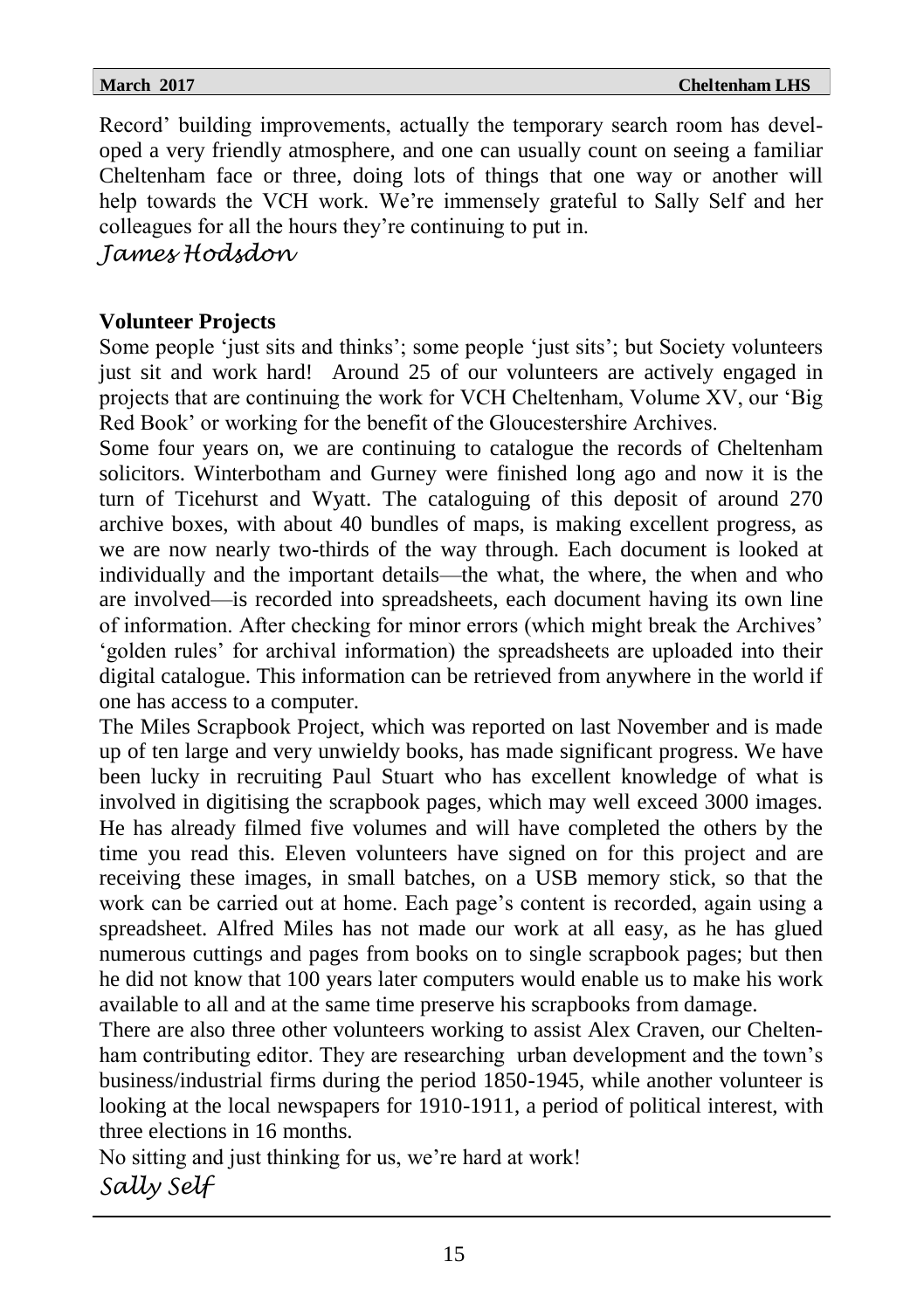Record' building improvements, actually the temporary search room has developed a very friendly atmosphere, and one can usually count on seeing a familiar Cheltenham face or three, doing lots of things that one way or another will help towards the VCH work. We're immensely grateful to Sally Self and her colleagues for all the hours they're continuing to put in.

*James Hodsdon*

**Volunteer Projects**

Some people 'just sits and thinks'; some people 'just sits'; but Society volunteers just sit and work hard! Around 25 of our volunteers are actively engaged in projects that are continuing the work for VCH Cheltenham, Volume XV, our 'Big Red Book' or working for the benefit of the Gloucestershire Archives.

Some four years on, we are continuing to catalogue the records of Cheltenham solicitors. Winterbotham and Gurney were finished long ago and now it is the turn of Ticehurst and Wyatt. The cataloguing of this deposit of around 270 archive boxes, with about 40 bundles of maps, is making excellent progress, as we are now nearly two-thirds of the way through. Each document is looked at individually and the important details—the what, the where, the when and who are involved—is recorded into spreadsheets, each document having its own line of information. After checking for minor errors (which might break the Archives' 'golden rules' for archival information) the spreadsheets are uploaded into their digital catalogue. This information can be retrieved from anywhere in the world if one has access to a computer.

The Miles Scrapbook Project, which was reported on last November and is made up of ten large and very unwieldy books, has made significant progress. We have been lucky in recruiting Paul Stuart who has excellent knowledge of what is involved in digitising the scrapbook pages, which may well exceed 3000 images. He has already filmed five volumes and will have completed the others by the time you read this. Eleven volunteers have signed on for this project and are receiving these images, in small batches, on a USB memory stick, so that the work can be carried out at home. Each page's content is recorded, again using a spreadsheet. Alfred Miles has not made our work at all easy, as he has glued numerous cuttings and pages from books on to single scrapbook pages; but then he did not know that 100 years later computers would enable us to make his work available to all and at the same time preserve his scrapbooks from damage.

There are also three other volunteers working to assist Alex Craven, our Cheltenham contributing editor. They are researching urban development and the town's business/industrial firms during the period 1850-1945, while another volunteer is looking at the local newspapers for 1910-1911, a period of political interest, with three elections in 16 months.

No sitting and just thinking for us, we're hard at work!

*Sally Self*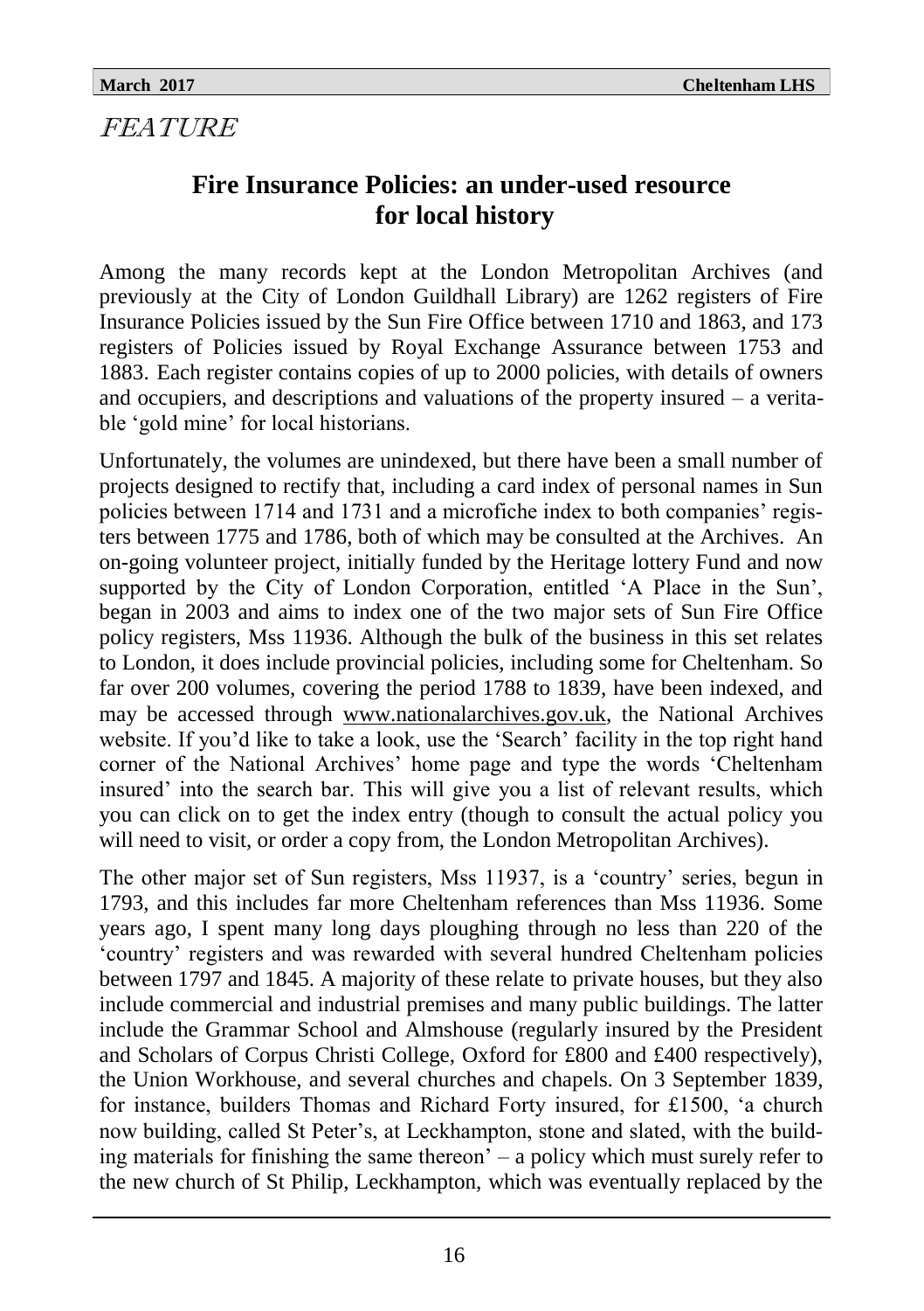*FEATURE*

## Fire Insurance Policies: an under-used resource for local history

Among the many records kept at the London Metropolitan Archives (and previously at the City of London Guildhall Library) are 1262 registers of Fire Insurance Policies issued by the Sun Fire Office between 1710 and 1863, and 173 registers of Policies issued by Royal Exchange Assurance between 1753 and 1883. Each register contains copies of up to 2000 policies, with details of owners and occupiers, and descriptions and valuations of the property insured – a veritable 'gold mine' for local historians.

Unfortunately, the volumes are unindexed, but there have been a small number of projects designed to rectify that, including a card index of personal names in Sun policies between 1714 and 1731 and a microfiche index to both companies' registers between 1775 and 1786, both of which may be consulted at the Archives. An on-going volunteer project, initially funded by the Heritage lottery Fund and now supported by the City of London Corporation, entitled 'A Place in the Sun', began in 2003 and aims to index one of the two major sets of Sun Fire Office policy registers, Mss 11936. Although the bulk of the business in this set relates to London, it does include provincial policies, including some for Cheltenham. So far over 200 volumes, covering the period 1788 to 1839, have been indexed, and may be accessed through www.nationalarchives.gov.uk, the National Archives website. If you'd like to take a look, use the 'Search' facility in the top right hand corner of the National Archives' home page and type the words 'Cheltenham insured' into the search bar. This will give you a list of relevant results, which you can click on to get the index entry (though to consult the actual policy you will need to visit, or order a copy from, the London Metropolitan Archives).

The other major set of Sun registers, Mss 11937, is a 'country' series, begun in 1793, and this includes far more Cheltenham references than Mss 11936. Some years ago, I spent many long days ploughing through no less than 220 of the 'country' registers and was rewarded with several hundred Cheltenham policies between 1797 and 1845. A majority of these relate to private houses, but they also include commercial and industrial premises and many public buildings. The latter include the Grammar School and Almshouse (regularly insured by the President and Scholars of Corpus Christi College, Oxford for £800 and £400 respectively), the Union Workhouse, and several churches and chapels. On 3 September 1839, for instance, builders Thomas and Richard Forty insured, for £1500, 'a church now building, called St Peter's, at Leckhampton, stone and slated, with the building materials for finishing the same thereon' – a policy which must surely refer to the new church of St Philip, Leckhampton, which was eventually replaced by the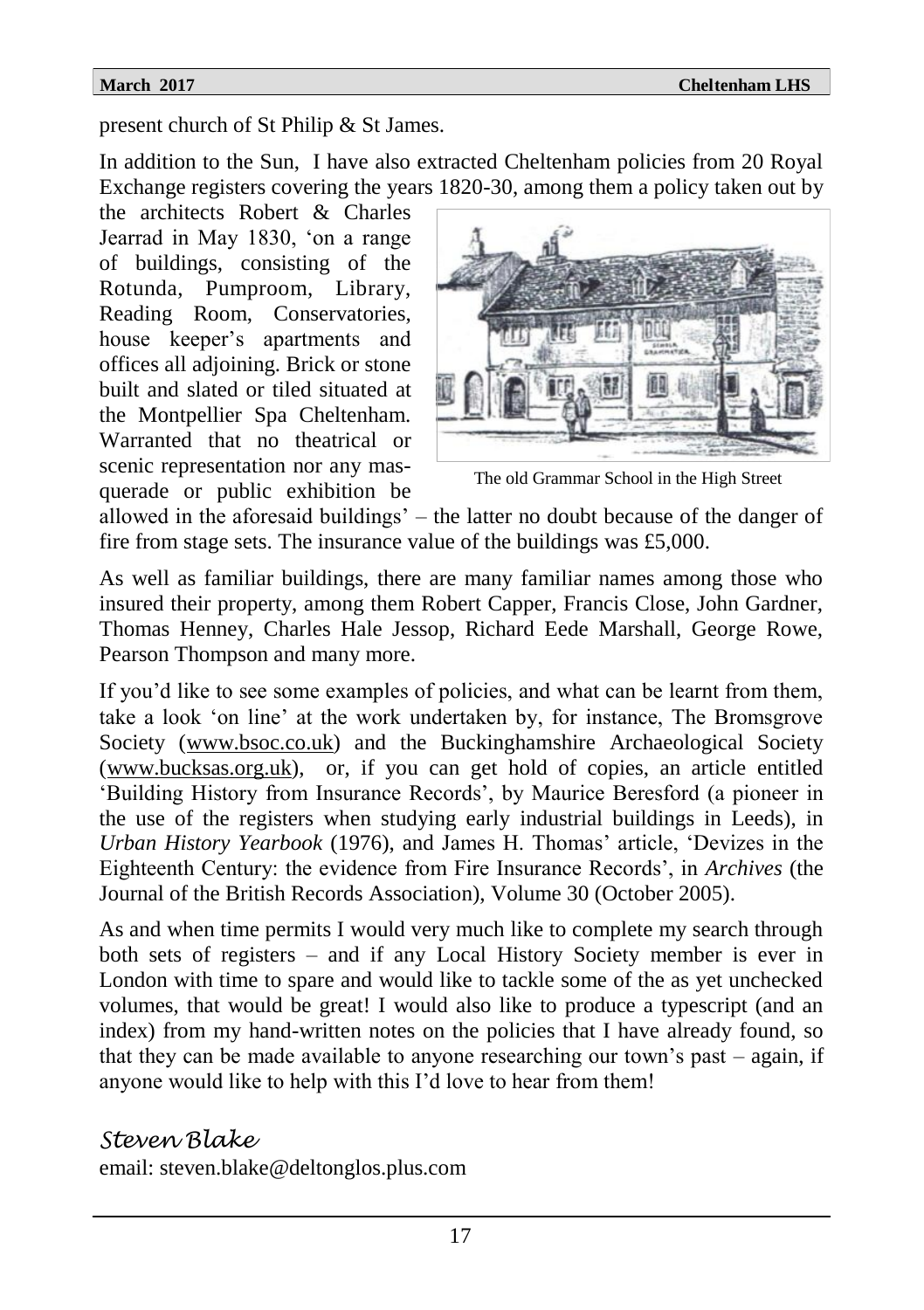present church of St Philip & St James.

In addition to the Sun, I have also extracted Cheltenham policies from 20 Royal Exchange registers covering the years 1820-30, among them a policy taken out by the architects Robert & Charles Jearrad in May 1830, 'on a range of buildings, consisting of the Rotunda, Pumproom, Library, Reading Room, Conservatories, house keeper's apartments and offices all adjoining. Brick or stone built and slated or tiled situated at the Montpellier Spa Cheltenham. Warranted that no theatrical or scenic representation nor any masquerade or public exhibition be allowed in the aforesaid buildings' – the latter no doubt because of the danger of fire from stage sets. The insurance value of the buildings was £5,000.

The old Grammar School in the High Street

As well as familiar buildings, there are many familiar names among those who insured their property, among them Robert Capper, Francis Close, John Gardner, Thomas Henney, Charles Hale Jessop, Richard Eede Marshall, George Rowe, Pearson Thompson and many more.

If you'd like to see some examples of policies, and what can be learnt from them, take a look 'on line' at the work undertaken by, for instance, The Bromsgrove Society (www.bsoc.co.uk) and the Buckinghamshire Archaeological Society (www.bucksas.org.uk), or, if you can get hold of copies, an article entitled 'Building History from Insurance Records', by Maurice Beresford (a pioneer in the use of the registers when studying early industrial buildings in Leeds), in *Urban History Yearbook* (1976), and James H. Thomas' article, 'Devizes in the Eighteenth Century: the evidence from Fire Insurance Records', in *Archives* (the Journal of the British Records Association), Volume 30 (October 2005).

As and when time permits I would very much like to complete my search through both sets of registers – and if any Local History Society member is ever in London with time to spare and would like to tackle some of the as yet unchecked volumes, that would be great! I would also like to produce a typescript (and an index) from my hand-written notes on the policies that I have already found, so that they can be made available to anyone researching our town's past – again, if anyone would like to help with this I'd love to hear from them!

*Steven Blake*
email: steven.blake@deltonglos.plus.com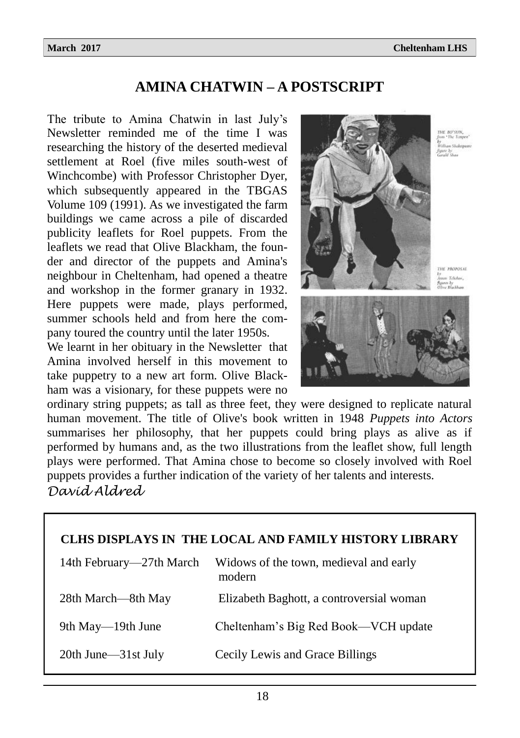## AMINA CHATWIN – A POSTSCRIPT

The tribute to Amina Chatwin in last July's Newsletter reminded me of the time I was researching the history of the deserted medieval settlement at Roel (five miles south-west of Winchcombe) with Professor Christopher Dyer, which subsequently appeared in the TBGAS Volume 109 (1991). As we investigated the farm buildings we came across a pile of discarded publicity leaflets for Roel puppets. From the leaflets we read that Olive Blackham, the founder and director of the puppets and Amina's neighbour in Cheltenham, had opened a theatre and workshop in the former granary in 1932. Here puppets were made, plays performed, summer schools held and from here the company toured the country until the later 1950s.

We learnt in her obituary in the Newsletter that Amina involved herself in this movement to take puppetry to a new art form. Olive Blackham was a visionary, for these puppets were no ordinary string puppets; as tall as three feet, they were designed to replicate natural human movement. The title of Olive's book written in 1948 *Puppets into Actors* summarises her philosophy, that her puppets could bring plays as alive as if performed by humans and, as the two illustrations from the leaflet show, full length plays were performed. That Amina chose to become so closely involved with Roel puppets provides a further indication of the variety of her talents and interests.

THE BO'SUN, from 'The Tempest' by William Shakespeare figure by Gerald Shaw

THE PROPOSAL by Anton Tchehov, figures by Olive Blackham

*David Aldred*

### CLHS DISPLAYS IN THE LOCAL AND FAMILY HISTORY LIBRARY

| | |
|---|---|
| 14th February—27th March | Widows of the town, medieval and early modern |
| 28th March—8th May | Elizabeth Baghott, a controversial woman |
| 9th May—19th June | Cheltenham's Big Red Book—VCH update |
| 20th June—31st July | Cecily Lewis and Grace Billings |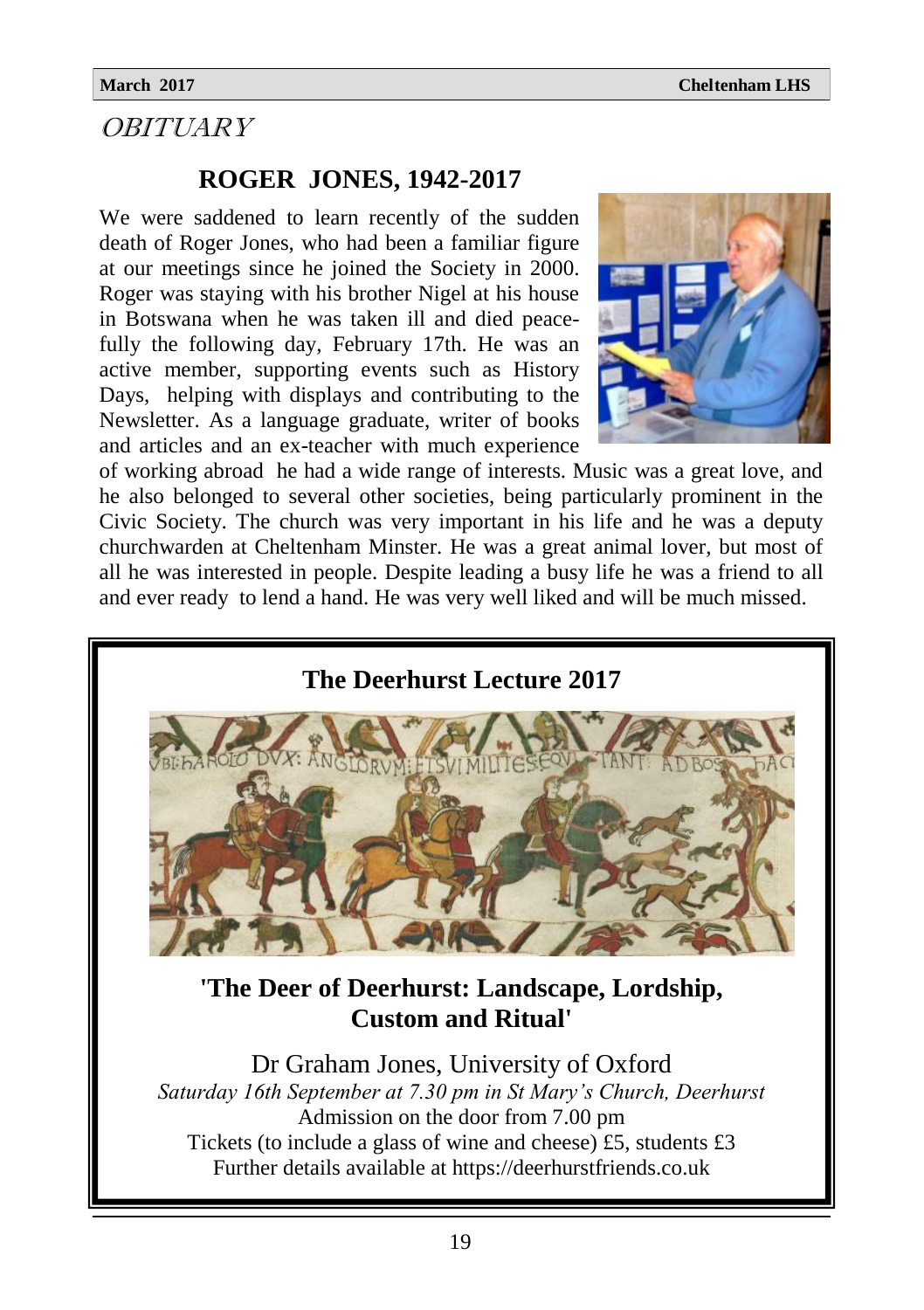# OBITUARY

## ROGER JONES, 1942-2017

We were saddened to learn recently of the sudden death of Roger Jones, who had been a familiar figure at our meetings since he joined the Society in 2000. Roger was staying with his brother Nigel at his house in Botswana when he was taken ill and died peacefully the following day, February 17th. He was an active member, supporting events such as History Days, helping with displays and contributing to the Newsletter. As a language graduate, writer of books and articles and an ex-teacher with much experience of working abroad he had a wide range of interests. Music was a great love, and he also belonged to several other societies, being particularly prominent in the Civic Society. The church was very important in his life and he was a deputy churchwarden at Cheltenham Minster. He was a great animal lover, but most of all he was interested in people. Despite leading a busy life he was a friend to all and ever ready to lend a hand. He was very well liked and will be much missed.

---

## The Deerhurst Lecture 2017

### 'The Deer of Deerhurst: Landscape, Lordship, Custom and Ritual'

Dr Graham Jones, University of Oxford

*Saturday 16th September at 7.30 pm in St Mary's Church, Deerhurst*

Admission on the door from 7.00 pm

Tickets (to include a glass of wine and cheese) £5, students £3

Further details available at https://deerhurstfriends.co.uk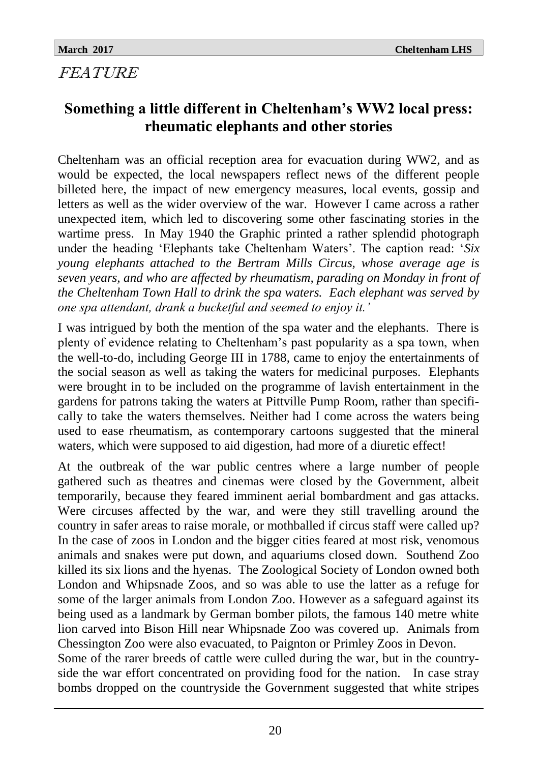*FEATURE*

## Something a little different in Cheltenham's WW2 local press: rheumatic elephants and other stories

Cheltenham was an official reception area for evacuation during WW2, and as would be expected, the local newspapers reflect news of the different people billeted here, the impact of new emergency measures, local events, gossip and letters as well as the wider overview of the war. However I came across a rather unexpected item, which led to discovering some other fascinating stories in the wartime press. In May 1940 the Graphic printed a rather splendid photograph under the heading 'Elephants take Cheltenham Waters'. The caption read: '*Six young elephants attached to the Bertram Mills Circus, whose average age is seven years, and who are affected by rheumatism, parading on Monday in front of the Cheltenham Town Hall to drink the spa waters. Each elephant was served by one spa attendant, drank a bucketful and seemed to enjoy it.*'

I was intrigued by both the mention of the spa water and the elephants. There is plenty of evidence relating to Cheltenham's past popularity as a spa town, when the well-to-do, including George III in 1788, came to enjoy the entertainments of the social season as well as taking the waters for medicinal purposes. Elephants were brought in to be included on the programme of lavish entertainment in the gardens for patrons taking the waters at Pittville Pump Room, rather than specifically to take the waters themselves. Neither had I come across the waters being used to ease rheumatism, as contemporary cartoons suggested that the mineral waters, which were supposed to aid digestion, had more of a diuretic effect!

At the outbreak of the war public centres where a large number of people gathered such as theatres and cinemas were closed by the Government, albeit temporarily, because they feared imminent aerial bombardment and gas attacks. Were circuses affected by the war, and were they still travelling around the country in safer areas to raise morale, or mothballed if circus staff were called up? In the case of zoos in London and the bigger cities feared at most risk, venomous animals and snakes were put down, and aquariums closed down. Southend Zoo killed its six lions and the hyenas. The Zoological Society of London owned both London and Whipsnade Zoos, and so was able to use the latter as a refuge for some of the larger animals from London Zoo. However as a safeguard against its being used as a landmark by German bomber pilots, the famous 140 metre white lion carved into Bison Hill near Whipsnade Zoo was covered up. Animals from Chessington Zoo were also evacuated, to Paignton or Primley Zoos in Devon.

Some of the rarer breeds of cattle were culled during the war, but in the countryside the war effort concentrated on providing food for the nation. In case stray bombs dropped on the countryside the Government suggested that white stripes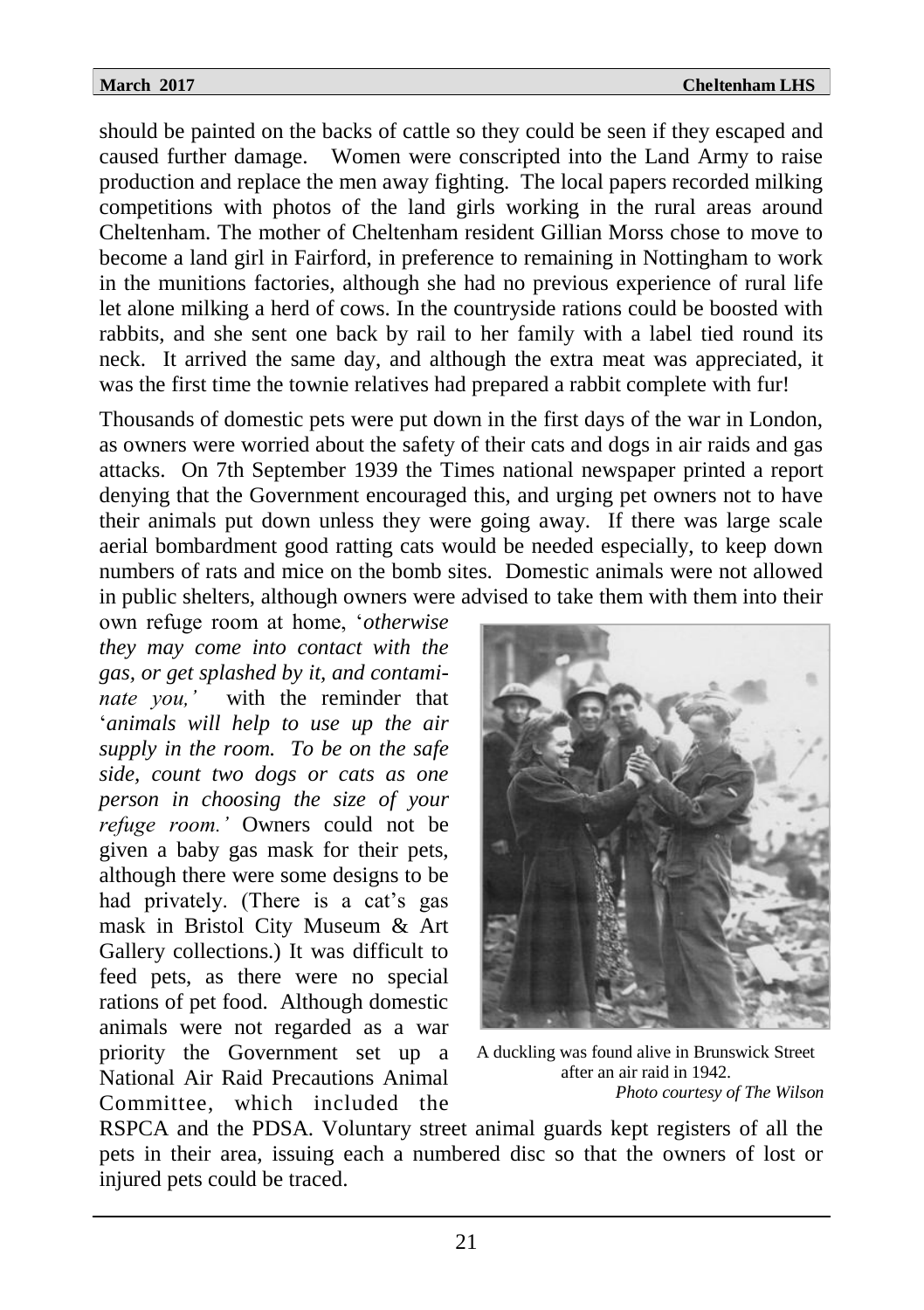should be painted on the backs of cattle so they could be seen if they escaped and caused further damage. Women were conscripted into the Land Army to raise production and replace the men away fighting. The local papers recorded milking competitions with photos of the land girls working in the rural areas around Cheltenham. The mother of Cheltenham resident Gillian Morss chose to move to become a land girl in Fairford, in preference to remaining in Nottingham to work in the munitions factories, although she had no previous experience of rural life let alone milking a herd of cows. In the countryside rations could be boosted with rabbits, and she sent one back by rail to her family with a label tied round its neck. It arrived the same day, and although the extra meat was appreciated, it was the first time the townie relatives had prepared a rabbit complete with fur!

Thousands of domestic pets were put down in the first days of the war in London, as owners were worried about the safety of their cats and dogs in air raids and gas attacks. On 7th September 1939 the Times national newspaper printed a report denying that the Government encouraged this, and urging pet owners not to have their animals put down unless they were going away. If there was large scale aerial bombardment good ratting cats would be needed especially, to keep down numbers of rats and mice on the bomb sites. Domestic animals were not allowed in public shelters, although owners were advised to take them with them into their own refuge room at home, '*otherwise they may come into contact with the gas, or get splashed by it, and contaminate you,'* with the reminder that '*animals will help to use up the air supply in the room. To be on the safe side, count two dogs or cats as one person in choosing the size of your refuge room.'* Owners could not be given a baby gas mask for their pets, although there were some designs to be had privately. (There is a cat's gas mask in Bristol City Museum & Art Gallery collections.) It was difficult to feed pets, as there were no special rations of pet food. Although domestic animals were not regarded as a war priority the Government set up a National Air Raid Precautions Animal Committee, which included the RSPCA and the PDSA. Voluntary street animal guards kept registers of all the pets in their area, issuing each a numbered disc so that the owners of lost or injured pets could be traced.

A duckling was found alive in Brunswick Street after an air raid in 1942.
*Photo courtesy of The Wilson*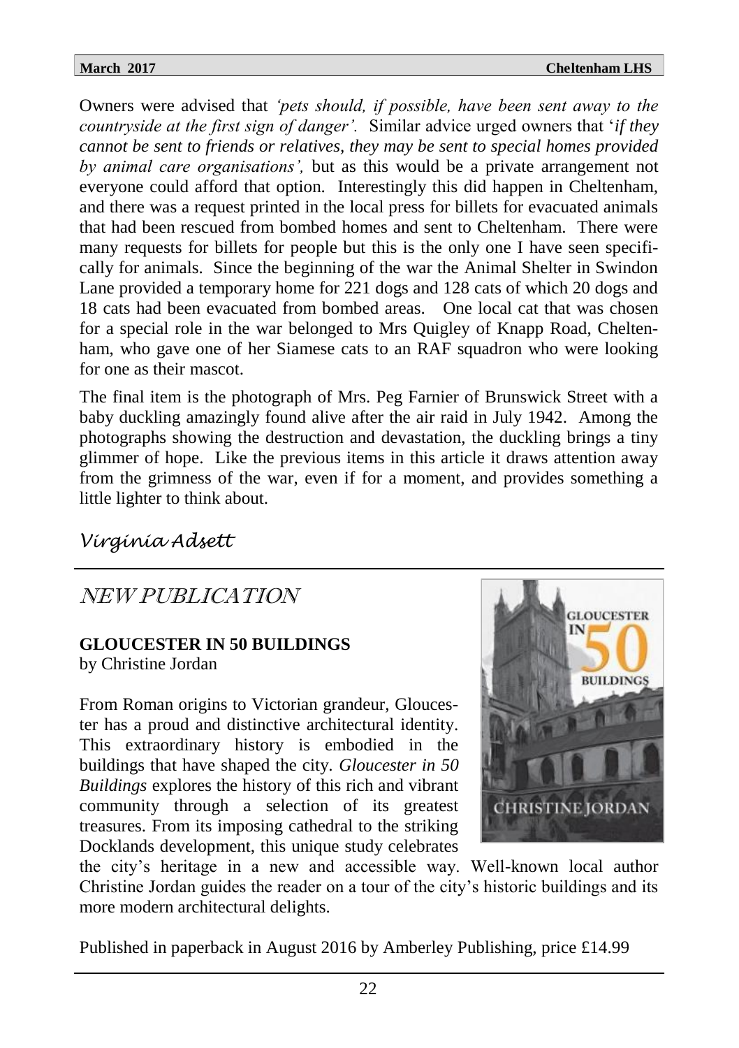Owners were advised that *'pets should, if possible, have been sent away to the countryside at the first sign of danger'.* Similar advice urged owners that '*if they cannot be sent to friends or relatives, they may be sent to special homes provided by animal care organisations',* but as this would be a private arrangement not everyone could afford that option. Interestingly this did happen in Cheltenham, and there was a request printed in the local press for billets for evacuated animals that had been rescued from bombed homes and sent to Cheltenham. There were many requests for billets for people but this is the only one I have seen specifically for animals. Since the beginning of the war the Animal Shelter in Swindon Lane provided a temporary home for 221 dogs and 128 cats of which 20 dogs and 18 cats had been evacuated from bombed areas. One local cat that was chosen for a special role in the war belonged to Mrs Quigley of Knapp Road, Cheltenham, who gave one of her Siamese cats to an RAF squadron who were looking for one as their mascot.

The final item is the photograph of Mrs. Peg Farnier of Brunswick Street with a baby duckling amazingly found alive after the air raid in July 1942. Among the photographs showing the destruction and devastation, the duckling brings a tiny glimmer of hope. Like the previous items in this article it draws attention away from the grimness of the war, even if for a moment, and provides something a little lighter to think about.

*Virginia Adsett*

## NEW PUBLICATION

**GLOUCESTER IN 50 BUILDINGS**
by Christine Jordan

From Roman origins to Victorian grandeur, Gloucester has a proud and distinctive architectural identity. This extraordinary history is embodied in the buildings that have shaped the city. *Gloucester in 50 Buildings* explores the history of this rich and vibrant community through a selection of its greatest treasures. From its imposing cathedral to the striking Docklands development, this unique study celebrates the city's heritage in a new and accessible way. Well-known local author Christine Jordan guides the reader on a tour of the city's historic buildings and its more modern architectural delights.

Published in paperback in August 2016 by Amberley Publishing, price £14.99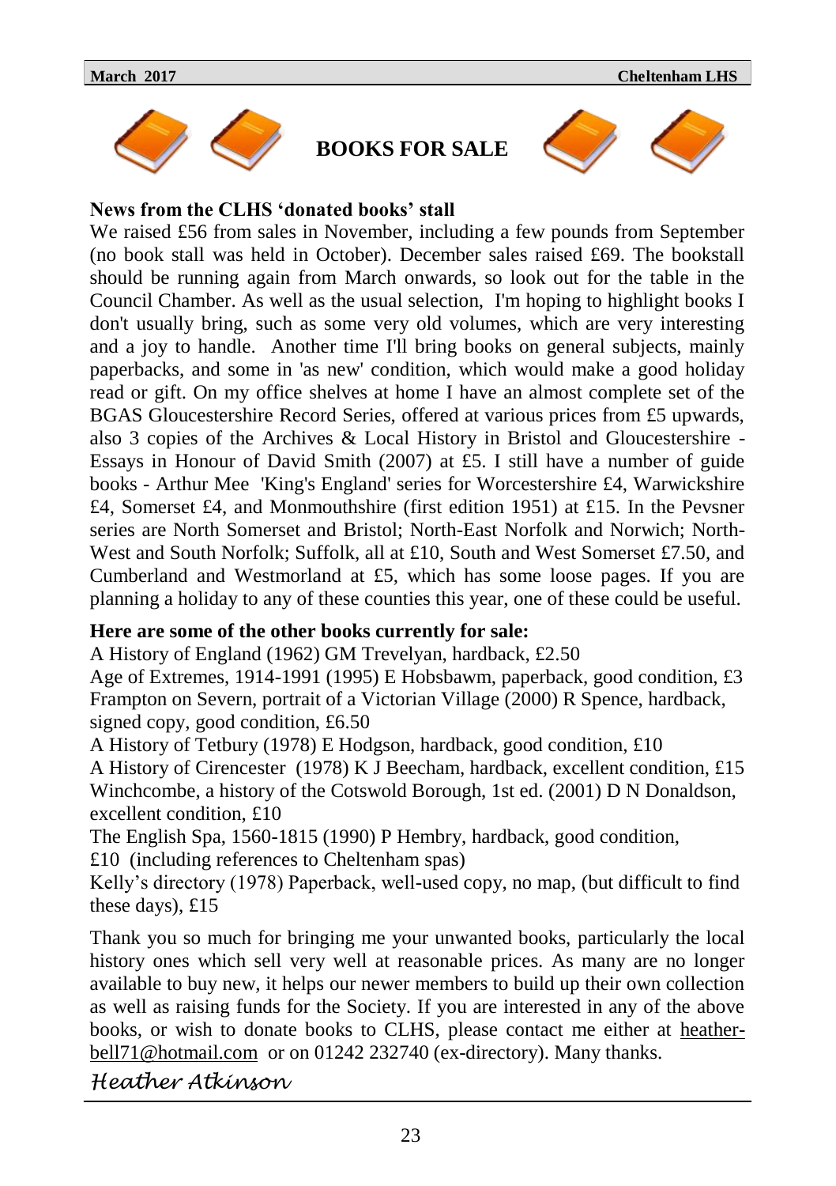# BOOKS FOR SALE

**News from the CLHS 'donated books' stall**

We raised £56 from sales in November, including a few pounds from September (no book stall was held in October). December sales raised £69. The bookstall should be running again from March onwards, so look out for the table in the Council Chamber. As well as the usual selection, I'm hoping to highlight books I don't usually bring, such as some very old volumes, which are very interesting and a joy to handle. Another time I'll bring books on general subjects, mainly paperbacks, and some in 'as new' condition, which would make a good holiday read or gift. On my office shelves at home I have an almost complete set of the BGAS Gloucestershire Record Series, offered at various prices from £5 upwards, also 3 copies of the Archives & Local History in Bristol and Gloucestershire - Essays in Honour of David Smith (2007) at £5. I still have a number of guide books - Arthur Mee 'King's England' series for Worcestershire £4, Warwickshire £4, Somerset £4, and Monmouthshire (first edition 1951) at £15. In the Pevsner series are North Somerset and Bristol; North-East Norfolk and Norwich; North-West and South Norfolk; Suffolk, all at £10, South and West Somerset £7.50, and Cumberland and Westmorland at £5, which has some loose pages. If you are planning a holiday to any of these counties this year, one of these could be useful.

**Here are some of the other books currently for sale:**

A History of England (1962) GM Trevelyan, hardback, £2.50
Age of Extremes, 1914-1991 (1995) E Hobsbawm, paperback, good condition, £3
Frampton on Severn, portrait of a Victorian Village (2000) R Spence, hardback, signed copy, good condition, £6.50
A History of Tetbury (1978) E Hodgson, hardback, good condition, £10
A History of Cirencester (1978) K J Beecham, hardback, excellent condition, £15
Winchcombe, a history of the Cotswold Borough, 1st ed. (2001) D N Donaldson, excellent condition, £10
The English Spa, 1560-1815 (1990) P Hembry, hardback, good condition, £10 (including references to Cheltenham spas)
Kelly's directory (1978) Paperback, well-used copy, no map, (but difficult to find these days), £15

Thank you so much for bringing me your unwanted books, particularly the local history ones which sell very well at reasonable prices. As many are no longer available to buy new, it helps our newer members to build up their own collection as well as raising funds for the Society. If you are interested in any of the above books, or wish to donate books to CLHS, please contact me either at heather-bell71@hotmail.com or on 01242 232740 (ex-directory). Many thanks.

*Heather Atkinson*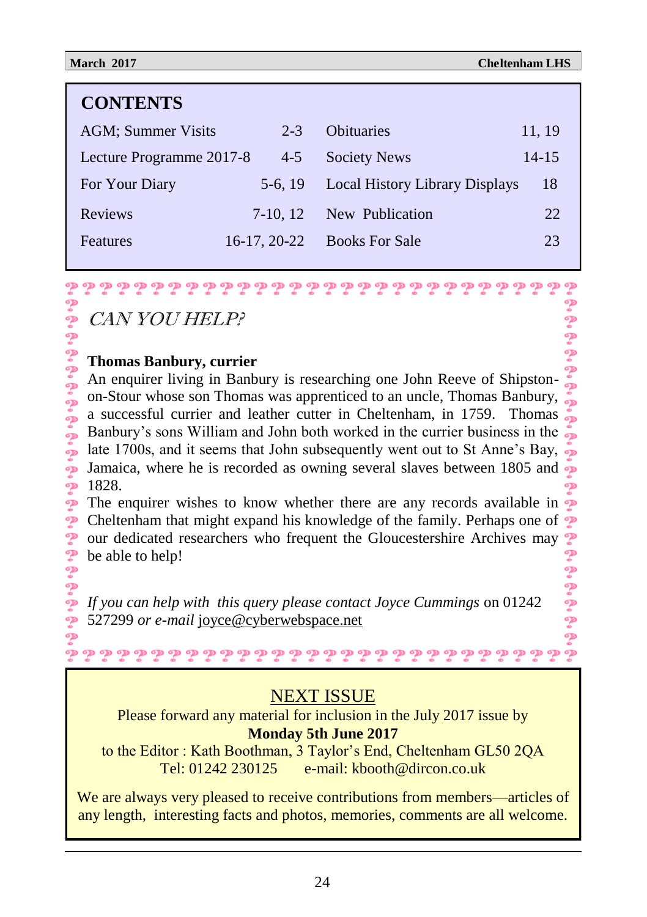## CONTENTS

| | | | |
|---|---|---|---|
| AGM; Summer Visits | 2-3 | Obituaries | 11, 19 |
| Lecture Programme 2017-8 | 4-5 | Society News | 14-15 |
| For Your Diary | 5-6, 19 | Local History Library Displays | 18 |
| Reviews | 7-10, 12 | New Publication | 22 |
| Features | 16-17, 20-22 | Books For Sale | 23 |

## *CAN YOU HELP?*

**Thomas Banbury, currier**

An enquirer living in Banbury is researching one John Reeve of Shipston-on-Stour whose son Thomas was apprenticed to an uncle, Thomas Banbury, a successful currier and leather cutter in Cheltenham, in 1759. Thomas Banbury's sons William and John both worked in the currier business in the late 1700s, and it seems that John subsequently went out to St Anne's Bay, Jamaica, where he is recorded as owning several slaves between 1805 and 1828.

The enquirer wishes to know whether there are any records available in Cheltenham that might expand his knowledge of the family. Perhaps one of our dedicated researchers who frequent the Gloucestershire Archives may be able to help!

*If you can help with this query please contact Joyce Cummings* on 01242 527299 *or e-mail* joyce@cyberwebspace.net

## NEXT ISSUE

Please forward any material for inclusion in the July 2017 issue by **Monday 5th June 2017** to the Editor : Kath Boothman, 3 Taylor's End, Cheltenham GL50 2QA Tel: 01242 230125 e-mail: kbooth@dircon.co.uk

We are always very pleased to receive contributions from members—articles of any length, interesting facts and photos, memories, comments are all welcome.